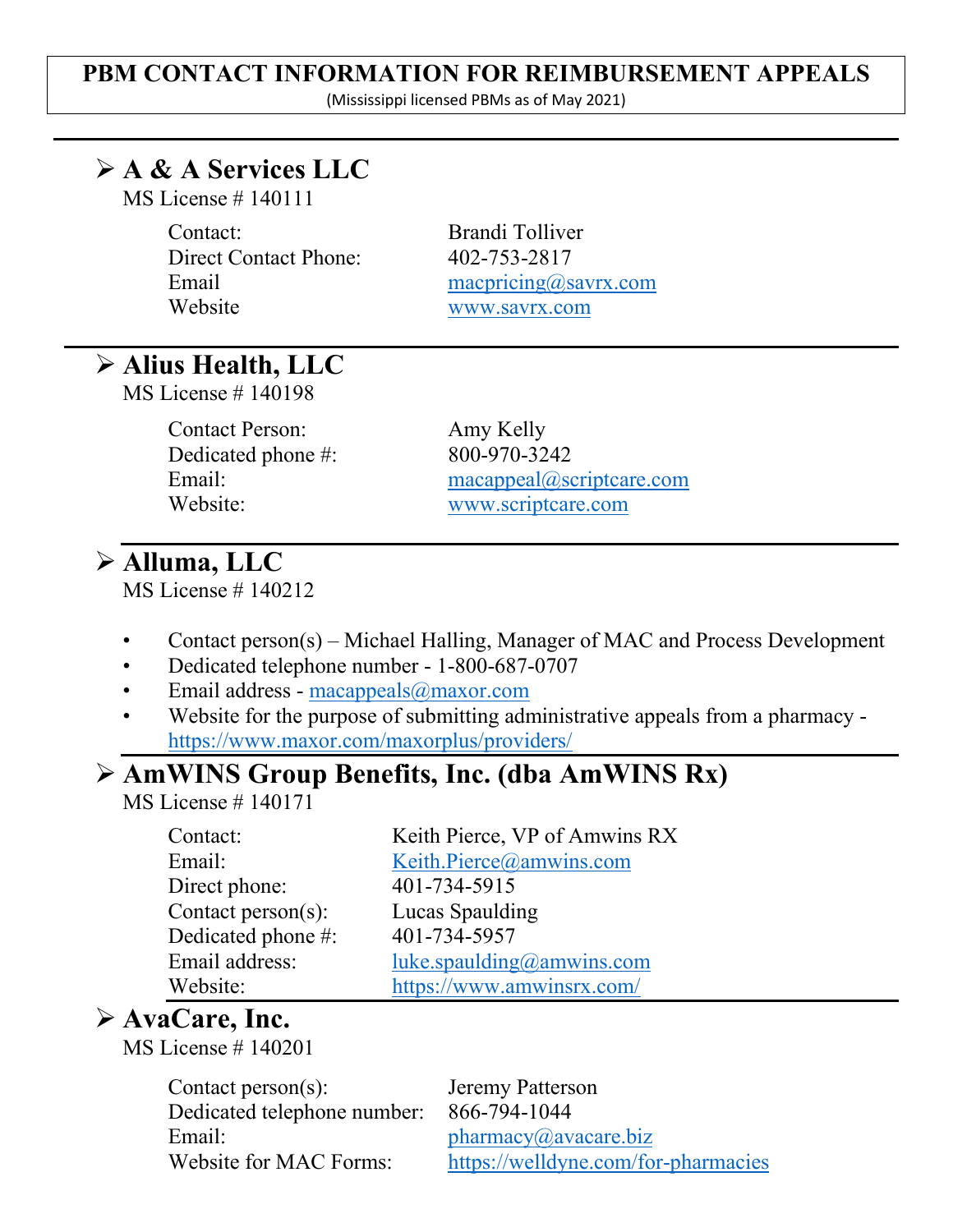# PBM CONTACT INFORMATION FOR REIMBURSEMENT APPEALS

(Mississippi licensed PBMs as of May 2021)

---

## A & A Services LLC

MS License # 140111

Contact: Brandi Tolliver
Direct Contact Phone: 402-753-2817
Email macpricing@savrx.com
Website www.savrx.com

---

## Alius Health, LLC

MS License # 140198

Contact Person: Amy Kelly
Dedicated phone #: 800-970-3242
Email: macappeal@scriptcare.com
Website: www.scriptcare.com

---

## Alluma, LLC

MS License # 140212

- Contact person(s) – Michael Halling, Manager of MAC and Process Development
- Dedicated telephone number - 1-800-687-0707
- Email address - macappeals@maxor.com
- Website for the purpose of submitting administrative appeals from a pharmacy - https://www.maxor.com/maxorplus/providers/

---

## AmWINS Group Benefits, Inc. (dba AmWINS Rx)

MS License # 140171

Contact: Keith Pierce, VP of Amwins RX
Email: Keith.Pierce@amwins.com
Direct phone: 401-734-5915
Contact person(s): Lucas Spaulding
Dedicated phone #: 401-734-5957
Email address: luke.spaulding@amwins.com
Website: https://www.amwinsrx.com/

---

## AvaCare, Inc.

MS License # 140201

Contact person(s): Jeremy Patterson
Dedicated telephone number: 866-794-1044
Email: pharmacy@avacare.biz
Website for MAC Forms: https://welldyne.com/for-pharmacies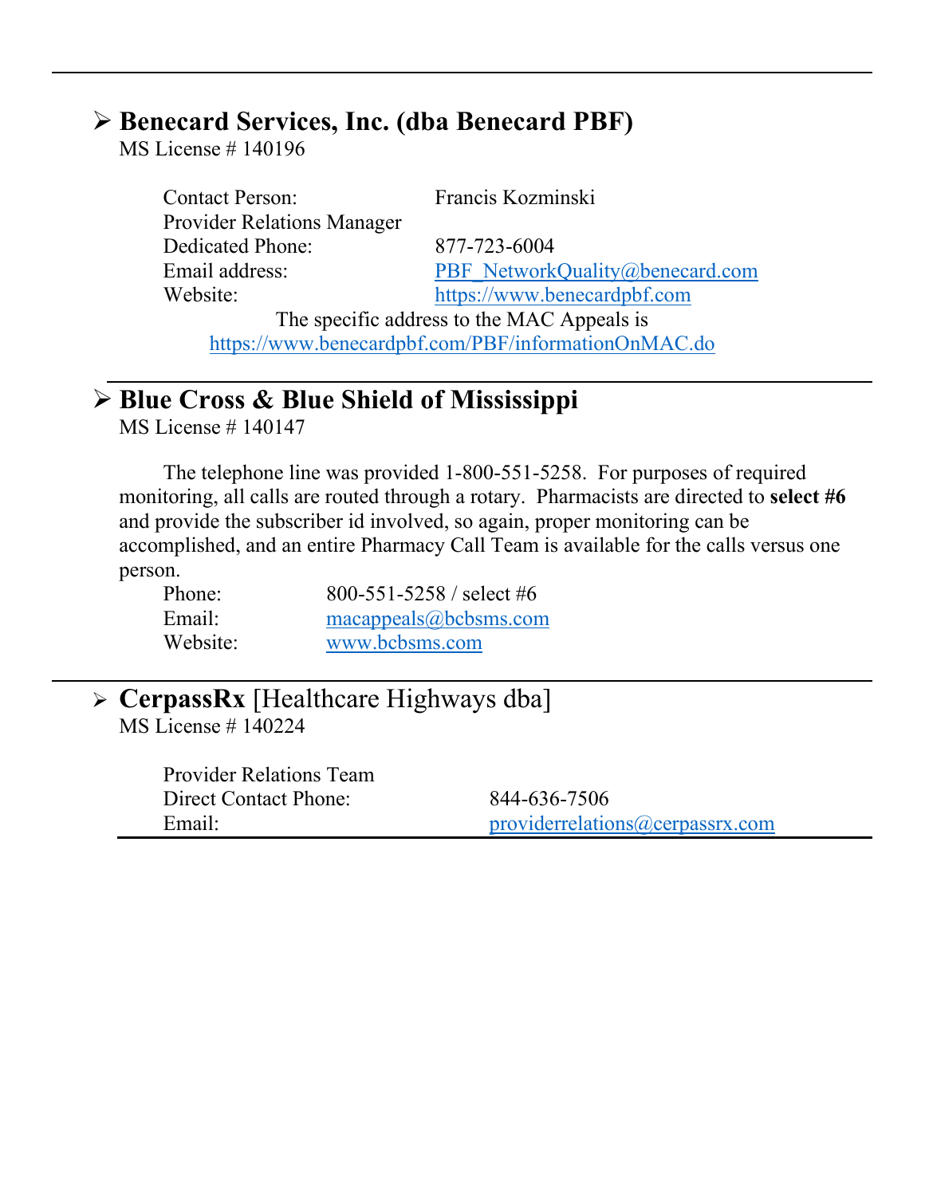- **Benecard Services, Inc. (dba Benecard PBF)**
  MS License # 140196

  | | |
  |---|---|
  | Contact Person: | Francis Kozminski |
  | Provider Relations Manager | |
  | Dedicated Phone: | 877-723-6004 |
  | Email address: | PBF_NetworkQuality@benecard.com |
  | Website: | https://www.benecardpbf.com |

  The specific address to the MAC Appeals is
  https://www.benecardpbf.com/PBF/informationOnMAC.do

---

- **Blue Cross & Blue Shield of Mississippi**
  MS License # 140147

  The telephone line was provided 1-800-551-5258. For purposes of required monitoring, all calls are routed through a rotary. Pharmacists are directed to **select #6** and provide the subscriber id involved, so again, proper monitoring can be accomplished, and an entire Pharmacy Call Team is available for the calls versus one person.

  | | |
  |---|---|
  | Phone: | 800-551-5258 / select #6 |
  | Email: | macappeals@bcbsms.com |
  | Website: | www.bcbsms.com |

---

- **CerpassRx** [Healthcare Highways dba]
  MS License # 140224

  | | |
  |---|---|
  | Provider Relations Team | |
  | Direct Contact Phone: | 844-636-7506 |
  | Email: | providerrelations@cerpassrx.com |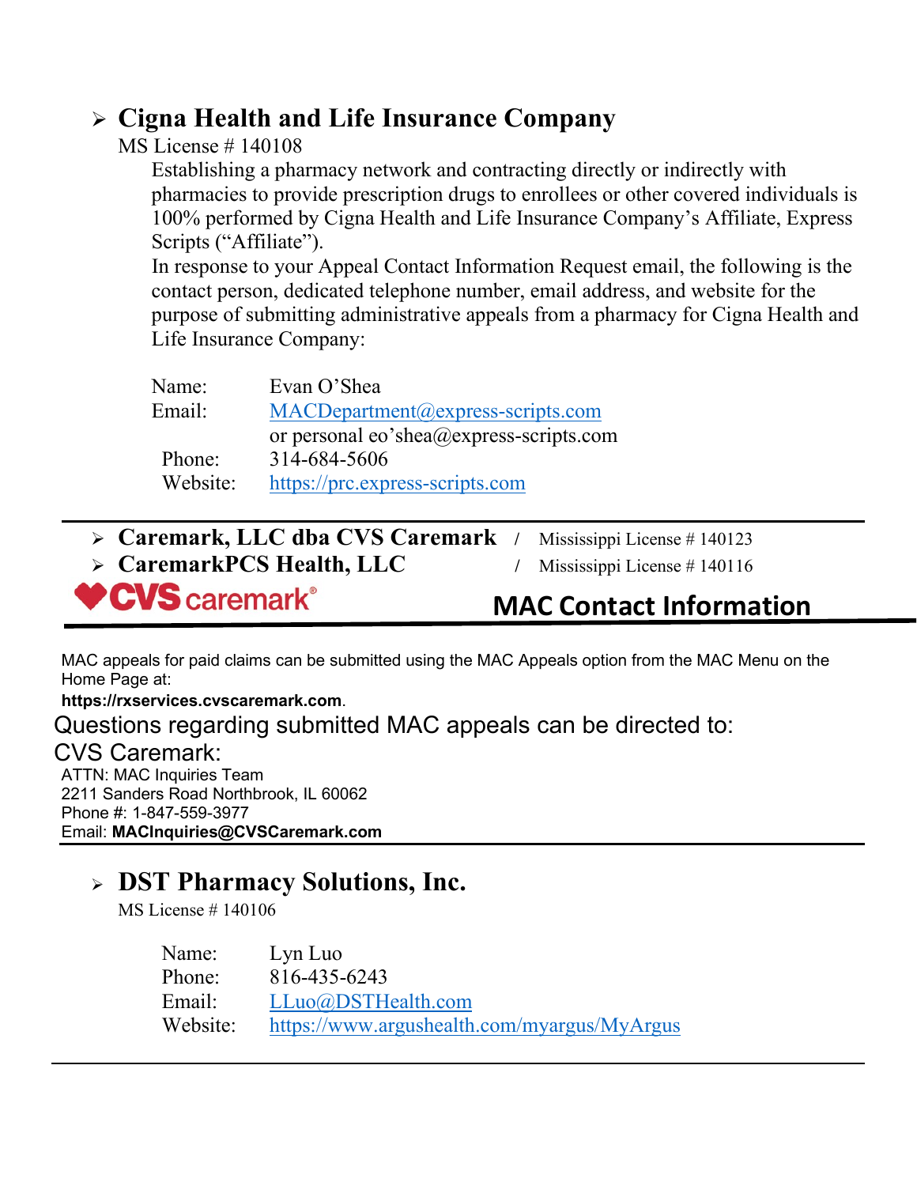- ## Cigna Health and Life Insurance Company

MS License # 140108

Establishing a pharmacy network and contracting directly or indirectly with pharmacies to provide prescription drugs to enrollees or other covered individuals is 100% performed by Cigna Health and Life Insurance Company's Affiliate, Express Scripts ("Affiliate").

In response to your Appeal Contact Information Request email, the following is the contact person, dedicated telephone number, email address, and website for the purpose of submitting administrative appeals from a pharmacy for Cigna Health and Life Insurance Company:

| | |
|---|---|
| Name: | Evan O'Shea |
| Email: | MACDepartment@express-scripts.com or personal eo'shea@express-scripts.com |
| Phone: | 314-684-5606 |
| Website: | https://prc.express-scripts.com |

---

- **Caremark, LLC dba CVS Caremark** / Mississippi License # 140123
- **CaremarkPCS Health, LLC** / Mississippi License # 140116

CVS caremark®

**MAC Contact Information**

MAC appeals for paid claims can be submitted using the MAC Appeals option from the MAC Menu on the Home Page at:
**https://rxservices.cvscaremark.com**.

Questions regarding submitted MAC appeals can be directed to:

CVS Caremark:
ATTN: MAC Inquiries Team
2211 Sanders Road Northbrook, IL 60062
Phone #: 1-847-559-3977
Email: **MACInquiries@CVSCaremark.com**

---

- ## DST Pharmacy Solutions, Inc.

MS License # 140106

| | |
|---|---|
| Name: | Lyn Luo |
| Phone: | 816-435-6243 |
| Email: | LLuo@DSTHealth.com |
| Website: | https://www.argushealth.com/myargus/MyArgus |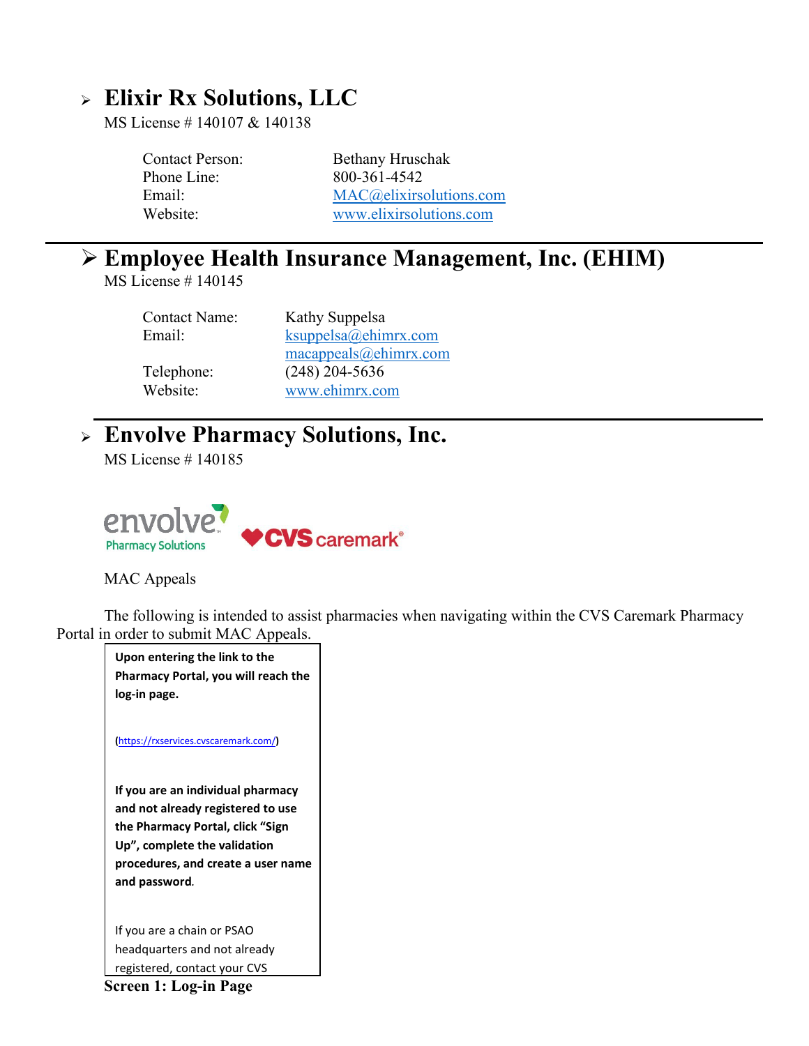## ➢ Elixir Rx Solutions, LLC

MS License # 140107 & 140138

| | |
|---|---|
| Contact Person: | Bethany Hruschak |
| Phone Line: | 800-361-4542 |
| Email: | MAC@elixirsolutions.com |
| Website: | www.elixirsolutions.com |

---

## ➢ Employee Health Insurance Management, Inc. (EHIM)

MS License # 140145

| | |
|---|---|
| Contact Name: | Kathy Suppelsa |
| Email: | ksuppelsa@ehimrx.com |
| | macappeals@ehimrx.com |
| Telephone: | (248) 204-5636 |
| Website: | www.ehimrx.com |

---

## ➢ Envolve Pharmacy Solutions, Inc.

MS License # 140185

envolve Pharmacy Solutions    CVS caremark

MAC Appeals

The following is intended to assist pharmacies when navigating within the CVS Caremark Pharmacy Portal in order to submit MAC Appeals.

**Upon entering the link to the Pharmacy Portal, you will reach the log-in page.**

**(https://rxservices.cvscaremark.com/)**

**If you are an individual pharmacy and not already registered to use the Pharmacy Portal, click "Sign Up", complete the validation procedures, and create a user name and password.**

If you are a chain or PSAO headquarters and not already registered, contact your CVS

**Screen 1: Log-in Page**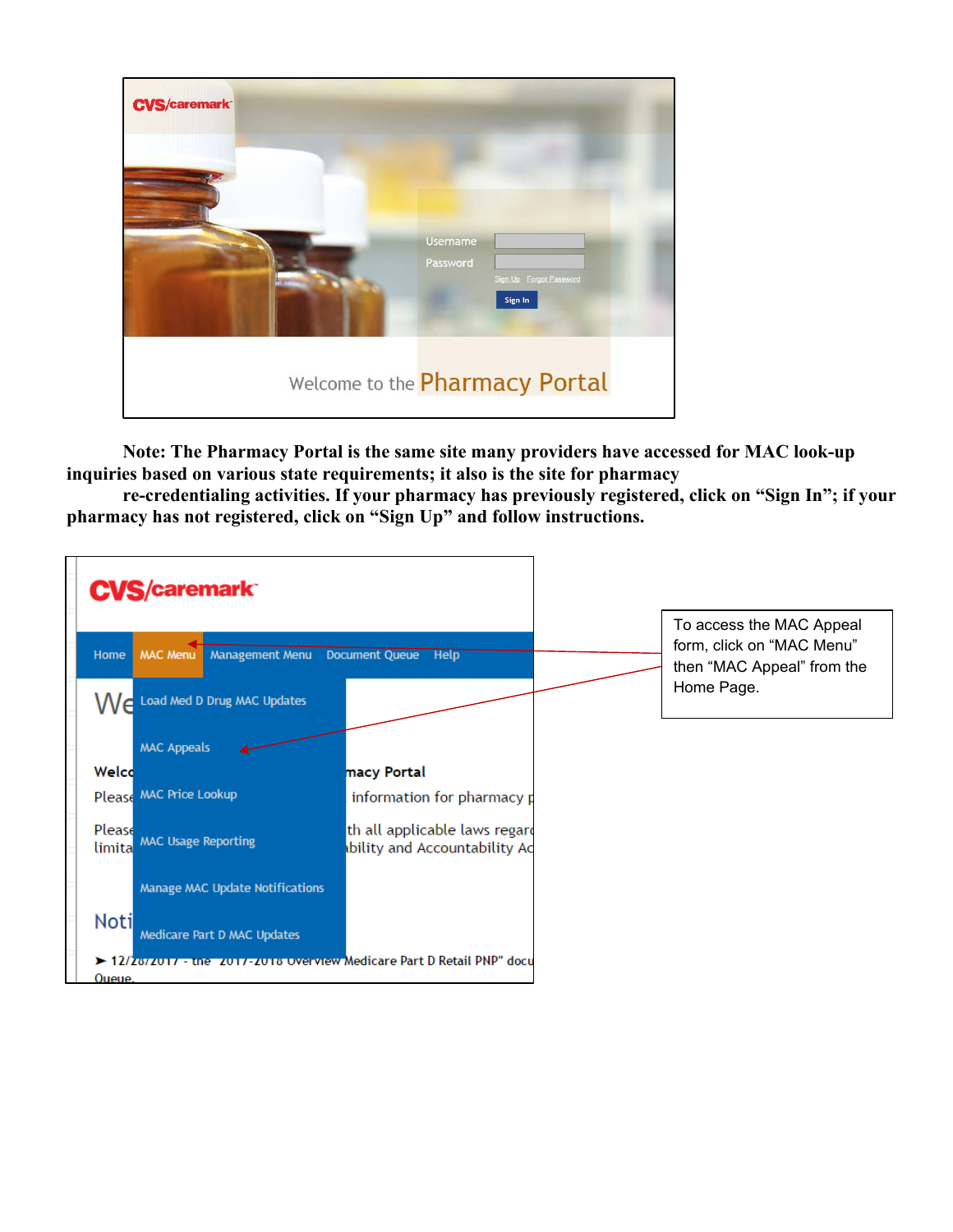**Note: The Pharmacy Portal is the same site many providers have accessed for MAC look-up inquiries based on various state requirements; it also is the site for pharmacy re-credentialing activities. If your pharmacy has previously registered, click on "Sign In"; if your pharmacy has not registered, click on "Sign Up" and follow instructions.**

To access the MAC Appeal form, click on "MAC Menu" then "MAC Appeal" from the Home Page.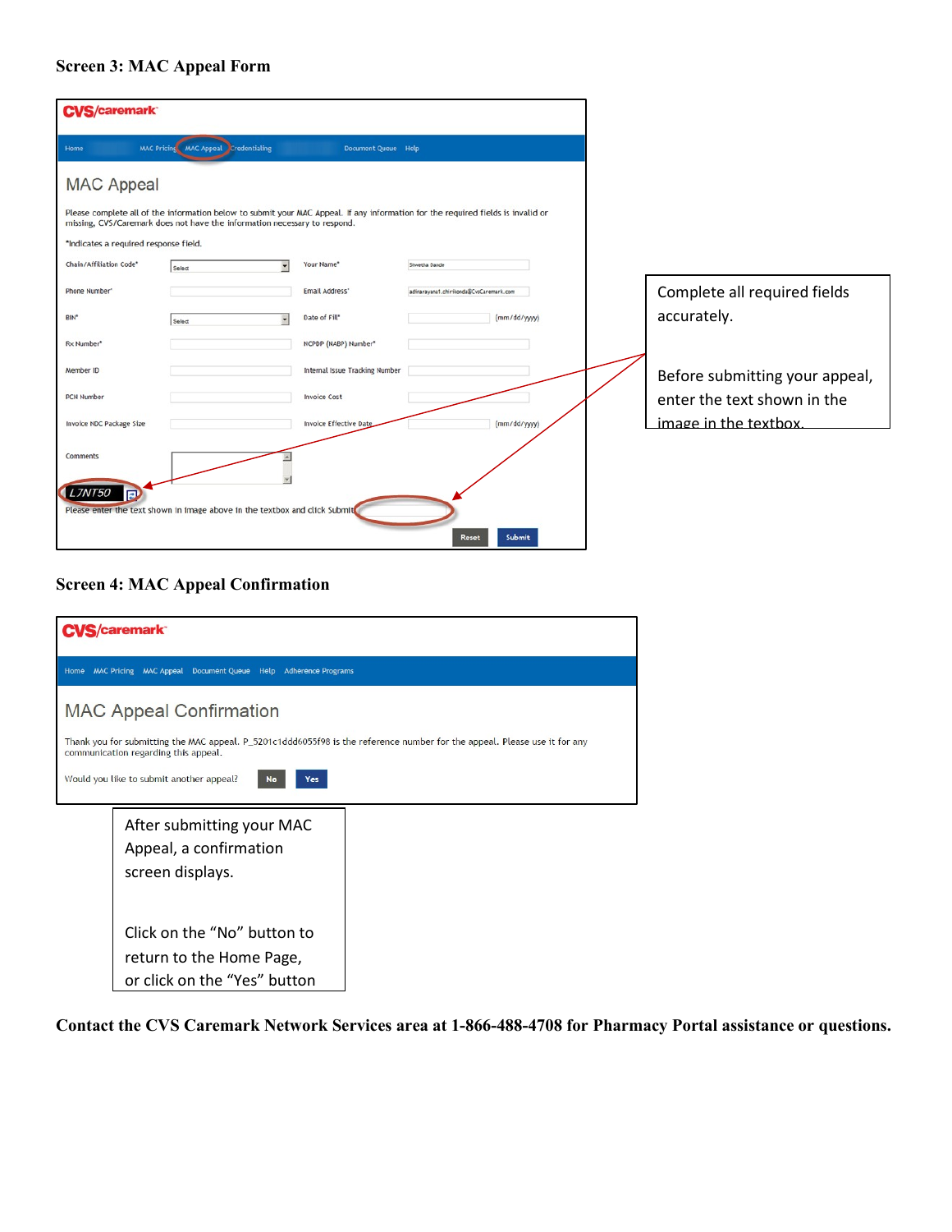**Screen 3: MAC Appeal Form**

CVS/caremark

Home | MAC Pricing | MAC Appeal | Credentialing | Document Queue | Help

MAC Appeal

Please complete all of the information below to submit your MAC Appeal. If any information for the required fields is invalid or missing, CVS/Caremark does not have the information necessary to respond.

*Indicates a required response field.

| | | | |
|---|---|---|---|
| Chain/Affiliation Code* | Select | Your Name* | Shwetha Dande |
| Phone Number* | | Email Address* | adinarayana1.chirikonda@CvsCaremark.com |
| BIN* | Select | Date of Fill* | (mm/dd/yyyy) |
| Rx Number* | | NCPDP (NABP) Number* | |
| Member ID | | Internal Issue Tracking Number | |
| PCN Number | | Invoice Cost | |
| Invoice NDC Package Size | | Invoice Effective Date | (mm/dd/yyyy) |
| Comments | | | |

L7NT50

Please enter the text shown in image above in the textbox and click Submit

Reset | Submit

Complete all required fields accurately.

Before submitting your appeal, enter the text shown in the image in the textbox.

**Screen 4: MAC Appeal Confirmation**

CVS/caremark

Home | MAC Pricing | MAC Appeal | Document Queue | Help | Adherence Programs

MAC Appeal Confirmation

Thank you for submitting the MAC appeal. P_5201c1ddd6055f98 is the reference number for the appeal. Please use it for any communication regarding this appeal.

Would you like to submit another appeal? No | Yes

After submitting your MAC Appeal, a confirmation screen displays.

Click on the "No" button to return to the Home Page, or click on the "Yes" button

**Contact the CVS Caremark Network Services area at 1-866-488-4708 for Pharmacy Portal assistance or questions.**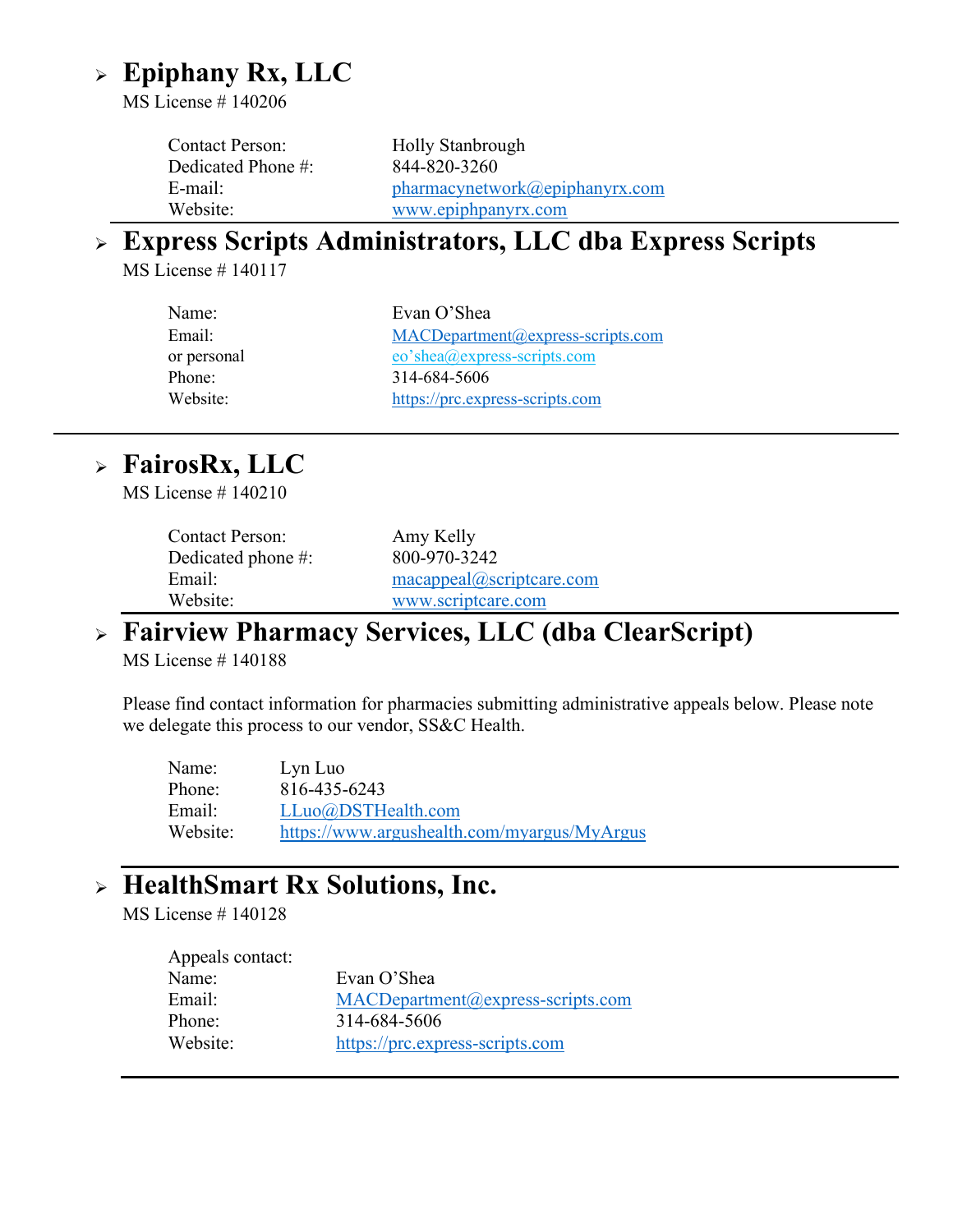## Epiphany Rx, LLC

MS License # 140206

| | |
|---|---|
| Contact Person: | Holly Stanbrough |
| Dedicated Phone #: | 844-820-3260 |
| E-mail: | pharmacynetwork@epiphanyrx.com |
| Website: | www.epiphpanyrx.com |

---

## Express Scripts Administrators, LLC dba Express Scripts

MS License # 140117

| | |
|---|---|
| Name: | Evan O'Shea |
| Email: | MACDepartment@express-scripts.com |
| or personal | eo'shea@express-scripts.com |
| Phone: | 314-684-5606 |
| Website: | https://prc.express-scripts.com |

---

## FairosRx, LLC

MS License # 140210

| | |
|---|---|
| Contact Person: | Amy Kelly |
| Dedicated phone #: | 800-970-3242 |
| Email: | macappeal@scriptcare.com |
| Website: | www.scriptcare.com |

---

## Fairview Pharmacy Services, LLC (dba ClearScript)

MS License # 140188

Please find contact information for pharmacies submitting administrative appeals below. Please note we delegate this process to our vendor, SS&C Health.

| | |
|---|---|
| Name: | Lyn Luo |
| Phone: | 816-435-6243 |
| Email: | LLuo@DSTHealth.com |
| Website: | https://www.argushealth.com/myargus/MyArgus |

---

## HealthSmart Rx Solutions, Inc.

MS License # 140128

Appeals contact:

| | |
|---|---|
| Name: | Evan O'Shea |
| Email: | MACDepartment@express-scripts.com |
| Phone: | 314-684-5606 |
| Website: | https://prc.express-scripts.com |

---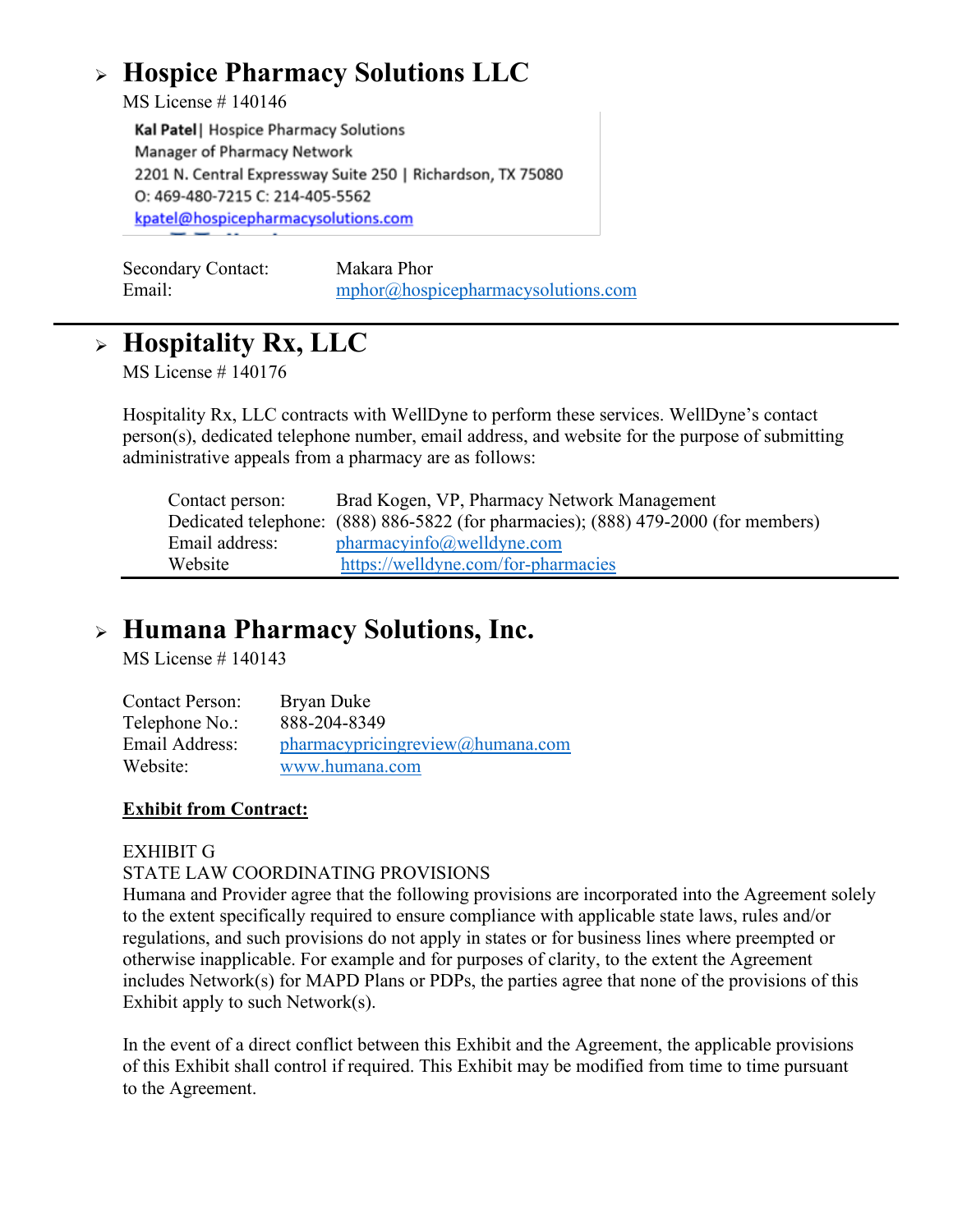## Hospice Pharmacy Solutions LLC

MS License # 140146

**Kal Patel** | Hospice Pharmacy Solutions
Manager of Pharmacy Network
2201 N. Central Expressway Suite 250 | Richardson, TX 75080
O: 469-480-7215 C: 214-405-5562
kpatel@hospicepharmacysolutions.com

Secondary Contact: Makara Phor
Email: mphor@hospicepharmacysolutions.com

---

## Hospitality Rx, LLC

MS License # 140176

Hospitality Rx, LLC contracts with WellDyne to perform these services. WellDyne's contact person(s), dedicated telephone number, email address, and website for the purpose of submitting administrative appeals from a pharmacy are as follows:

Contact person: Brad Kogen, VP, Pharmacy Network Management
Dedicated telephone: (888) 886-5822 (for pharmacies); (888) 479-2000 (for members)
Email address: pharmacyinfo@welldyne.com
Website https://welldyne.com/for-pharmacies

---

## Humana Pharmacy Solutions, Inc.

MS License # 140143

Contact Person: Bryan Duke
Telephone No.: 888-204-8349
Email Address: pharmacypricingreview@humana.com
Website: www.humana.com

**Exhibit from Contract:**

EXHIBIT G
STATE LAW COORDINATING PROVISIONS
Humana and Provider agree that the following provisions are incorporated into the Agreement solely to the extent specifically required to ensure compliance with applicable state laws, rules and/or regulations, and such provisions do not apply in states or for business lines where preempted or otherwise inapplicable. For example and for purposes of clarity, to the extent the Agreement includes Network(s) for MAPD Plans or PDPs, the parties agree that none of the provisions of this Exhibit apply to such Network(s).

In the event of a direct conflict between this Exhibit and the Agreement, the applicable provisions of this Exhibit shall control if required. This Exhibit may be modified from time to time pursuant to the Agreement.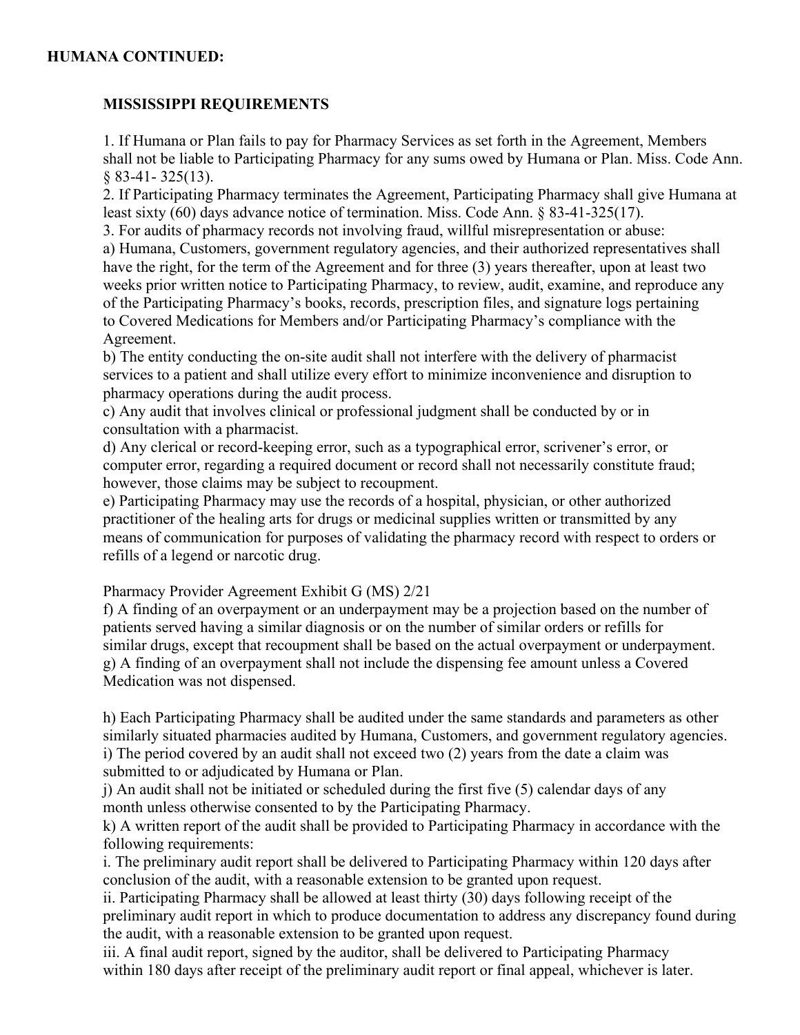**HUMANA CONTINUED:**

**MISSISSIPPI REQUIREMENTS**

1. If Humana or Plan fails to pay for Pharmacy Services as set forth in the Agreement, Members shall not be liable to Participating Pharmacy for any sums owed by Humana or Plan. Miss. Code Ann. § 83-41- 325(13).
2. If Participating Pharmacy terminates the Agreement, Participating Pharmacy shall give Humana at least sixty (60) days advance notice of termination. Miss. Code Ann. § 83-41-325(17).
3. For audits of pharmacy records not involving fraud, willful misrepresentation or abuse:

a) Humana, Customers, government regulatory agencies, and their authorized representatives shall have the right, for the term of the Agreement and for three (3) years thereafter, upon at least two weeks prior written notice to Participating Pharmacy, to review, audit, examine, and reproduce any of the Participating Pharmacy's books, records, prescription files, and signature logs pertaining to Covered Medications for Members and/or Participating Pharmacy's compliance with the Agreement.

b) The entity conducting the on-site audit shall not interfere with the delivery of pharmacist services to a patient and shall utilize every effort to minimize inconvenience and disruption to pharmacy operations during the audit process.

c) Any audit that involves clinical or professional judgment shall be conducted by or in consultation with a pharmacist.

d) Any clerical or record-keeping error, such as a typographical error, scrivener's error, or computer error, regarding a required document or record shall not necessarily constitute fraud; however, those claims may be subject to recoupment.

e) Participating Pharmacy may use the records of a hospital, physician, or other authorized practitioner of the healing arts for drugs or medicinal supplies written or transmitted by any means of communication for purposes of validating the pharmacy record with respect to orders or refills of a legend or narcotic drug.

Pharmacy Provider Agreement Exhibit G (MS) 2/21

f) A finding of an overpayment or an underpayment may be a projection based on the number of patients served having a similar diagnosis or on the number of similar orders or refills for similar drugs, except that recoupment shall be based on the actual overpayment or underpayment.

g) A finding of an overpayment shall not include the dispensing fee amount unless a Covered Medication was not dispensed.

h) Each Participating Pharmacy shall be audited under the same standards and parameters as other similarly situated pharmacies audited by Humana, Customers, and government regulatory agencies.

i) The period covered by an audit shall not exceed two (2) years from the date a claim was submitted to or adjudicated by Humana or Plan.

j) An audit shall not be initiated or scheduled during the first five (5) calendar days of any month unless otherwise consented to by the Participating Pharmacy.

k) A written report of the audit shall be provided to Participating Pharmacy in accordance with the following requirements:

i. The preliminary audit report shall be delivered to Participating Pharmacy within 120 days after conclusion of the audit, with a reasonable extension to be granted upon request.

ii. Participating Pharmacy shall be allowed at least thirty (30) days following receipt of the preliminary audit report in which to produce documentation to address any discrepancy found during the audit, with a reasonable extension to be granted upon request.

iii. A final audit report, signed by the auditor, shall be delivered to Participating Pharmacy within 180 days after receipt of the preliminary audit report or final appeal, whichever is later.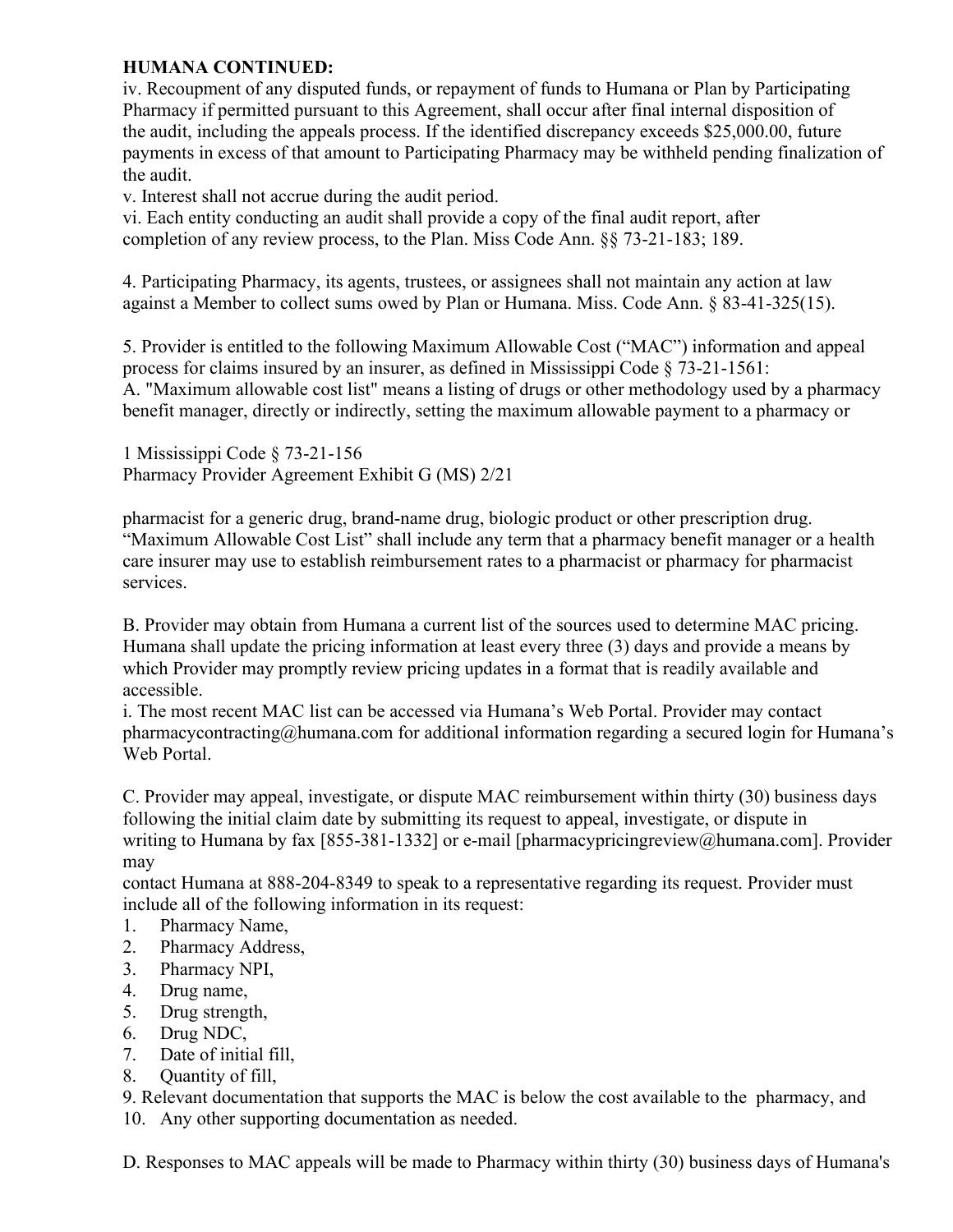**HUMANA CONTINUED:**

iv. Recoupment of any disputed funds, or repayment of funds to Humana or Plan by Participating Pharmacy if permitted pursuant to this Agreement, shall occur after final internal disposition of the audit, including the appeals process. If the identified discrepancy exceeds $25,000.00, future payments in excess of that amount to Participating Pharmacy may be withheld pending finalization of the audit.

v. Interest shall not accrue during the audit period.

vi. Each entity conducting an audit shall provide a copy of the final audit report, after completion of any review process, to the Plan. Miss Code Ann. §§ 73-21-183; 189.

4. Participating Pharmacy, its agents, trustees, or assignees shall not maintain any action at law against a Member to collect sums owed by Plan or Humana. Miss. Code Ann. § 83-41-325(15).

5. Provider is entitled to the following Maximum Allowable Cost ("MAC") information and appeal process for claims insured by an insurer, as defined in Mississippi Code § 73-21-156[1]:

A. "Maximum allowable cost list" means a listing of drugs or other methodology used by a pharmacy benefit manager, directly or indirectly, setting the maximum allowable payment to a pharmacy or pharmacist for a generic drug, brand-name drug, biologic product or other prescription drug. "Maximum Allowable Cost List" shall include any term that a pharmacy benefit manager or a health care insurer may use to establish reimbursement rates to a pharmacist or pharmacy for pharmacist services.

B. Provider may obtain from Humana a current list of the sources used to determine MAC pricing. Humana shall update the pricing information at least every three (3) days and provide a means by which Provider may promptly review pricing updates in a format that is readily available and accessible.

i. The most recent MAC list can be accessed via Humana's Web Portal. Provider may contact pharmacycontracting@humana.com for additional information regarding a secured login for Humana's Web Portal.

C. Provider may appeal, investigate, or dispute MAC reimbursement within thirty (30) business days following the initial claim date by submitting its request to appeal, investigate, or dispute in writing to Humana by fax [855-381-1332] or e-mail [pharmacypricingreview@humana.com]. Provider may contact Humana at 888-204-8349 to speak to a representative regarding its request. Provider must include all of the following information in its request:

1. Pharmacy Name,
2. Pharmacy Address,
3. Pharmacy NPI,
4. Drug name,
5. Drug strength,
6. Drug NDC,
7. Date of initial fill,
8. Quantity of fill,
9. Relevant documentation that supports the MAC is below the cost available to the pharmacy, and
10. Any other supporting documentation as needed.

D. Responses to MAC appeals will be made to Pharmacy within thirty (30) business days of Humana's

[1] Mississippi Code § 73-21-156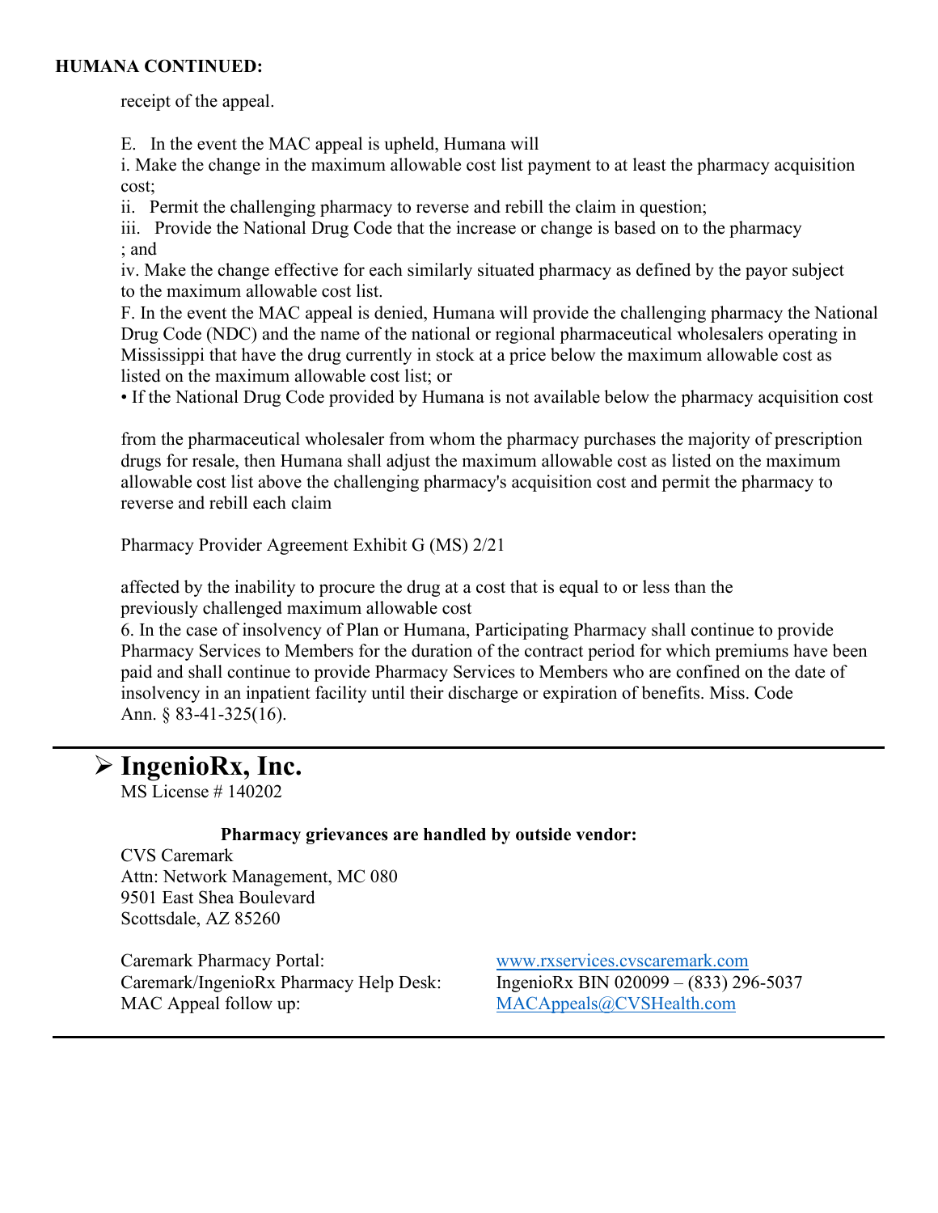**HUMANA CONTINUED:**

receipt of the appeal.

E. In the event the MAC appeal is upheld, Humana will

i. Make the change in the maximum allowable cost list payment to at least the pharmacy acquisition cost;

ii. Permit the challenging pharmacy to reverse and rebill the claim in question;

iii. Provide the National Drug Code that the increase or change is based on to the pharmacy ; and

iv. Make the change effective for each similarly situated pharmacy as defined by the payor subject to the maximum allowable cost list.

F. In the event the MAC appeal is denied, Humana will provide the challenging pharmacy the National Drug Code (NDC) and the name of the national or regional pharmaceutical wholesalers operating in Mississippi that have the drug currently in stock at a price below the maximum allowable cost as listed on the maximum allowable cost list; or

• If the National Drug Code provided by Humana is not available below the pharmacy acquisition cost

from the pharmaceutical wholesaler from whom the pharmacy purchases the majority of prescription drugs for resale, then Humana shall adjust the maximum allowable cost as listed on the maximum allowable cost list above the challenging pharmacy's acquisition cost and permit the pharmacy to reverse and rebill each claim

Pharmacy Provider Agreement Exhibit G (MS) 2/21

affected by the inability to procure the drug at a cost that is equal to or less than the previously challenged maximum allowable cost

6. In the case of insolvency of Plan or Humana, Participating Pharmacy shall continue to provide Pharmacy Services to Members for the duration of the contract period for which premiums have been paid and shall continue to provide Pharmacy Services to Members who are confined on the date of insolvency in an inpatient facility until their discharge or expiration of benefits. Miss. Code Ann. § 83-41-325(16).

---

## ➢ IngenioRx, Inc.

MS License # 140202

**Pharmacy grievances are handled by outside vendor:**

CVS Caremark
Attn: Network Management, MC 080
9501 East Shea Boulevard
Scottsdale, AZ 85260

| | |
|---|---|
| Caremark Pharmacy Portal: | www.rxservices.cvscaremark.com |
| Caremark/IngenioRx Pharmacy Help Desk: | IngenioRx BIN 020099 – (833) 296-5037 |
| MAC Appeal follow up: | MACAppeals@CVSHealth.com |

---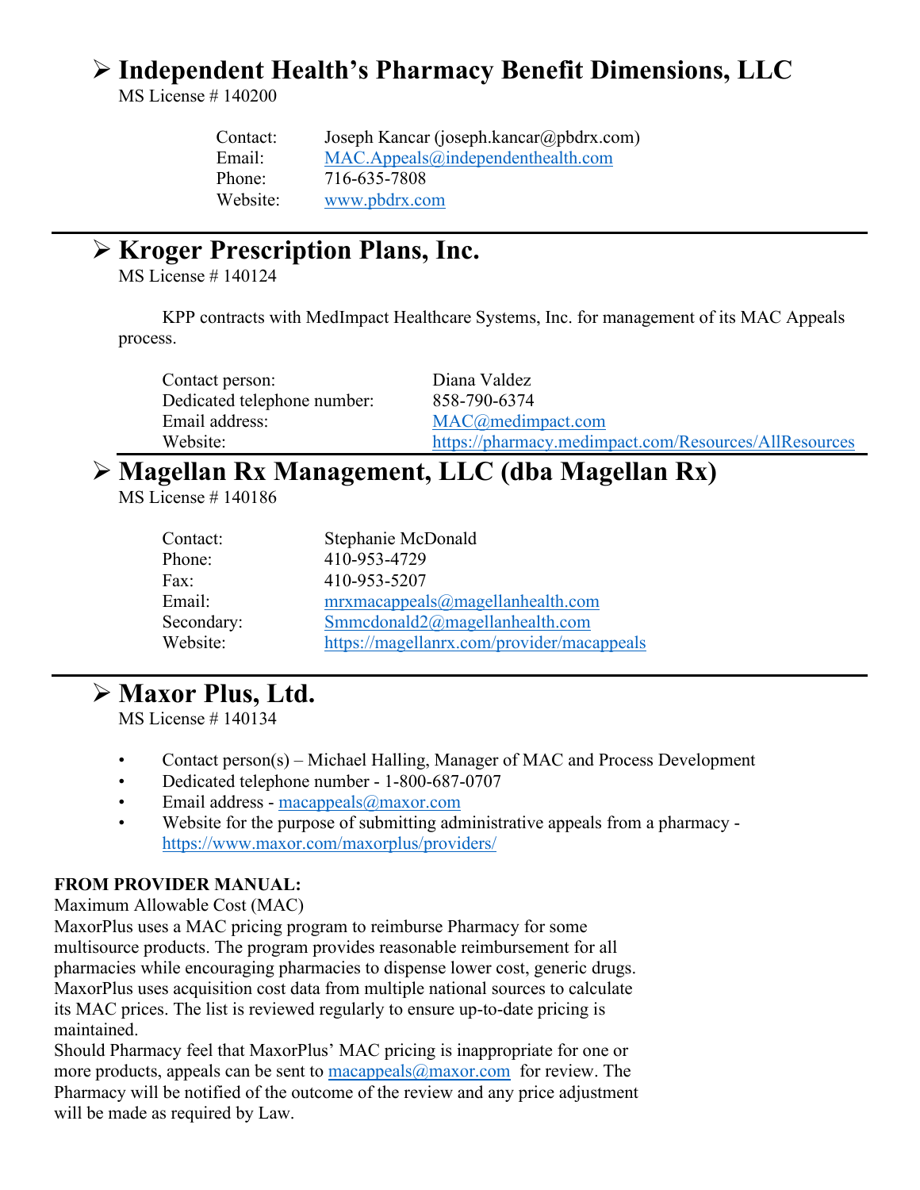## ➢ Independent Health's Pharmacy Benefit Dimensions, LLC

MS License # 140200

| | |
|---|---|
| Contact: | Joseph Kancar (joseph.kancar@pbdrx.com) |
| Email: | MAC.Appeals@independenthealth.com |
| Phone: | 716-635-7808 |
| Website: | www.pbdrx.com |

---

## ➢ Kroger Prescription Plans, Inc.

MS License # 140124

KPP contracts with MedImpact Healthcare Systems, Inc. for management of its MAC Appeals process.

| | |
|---|---|
| Contact person: | Diana Valdez |
| Dedicated telephone number: | 858-790-6374 |
| Email address: | MAC@medimpact.com |
| Website: | https://pharmacy.medimpact.com/Resources/AllResources |

---

## ➢ Magellan Rx Management, LLC (dba Magellan Rx)

MS License # 140186

| | |
|---|---|
| Contact: | Stephanie McDonald |
| Phone: | 410-953-4729 |
| Fax: | 410-953-5207 |
| Email: | mrxmacappeals@magellanhealth.com |
| Secondary: | Smmcdonald2@magellanhealth.com |
| Website: | https://magellanrx.com/provider/macappeals |

---

## ➢ Maxor Plus, Ltd.

MS License # 140134

- Contact person(s) – Michael Halling, Manager of MAC and Process Development
- Dedicated telephone number - 1-800-687-0707
- Email address - macappeals@maxor.com
- Website for the purpose of submitting administrative appeals from a pharmacy - https://www.maxor.com/maxorplus/providers/

**FROM PROVIDER MANUAL:**

Maximum Allowable Cost (MAC)

MaxorPlus uses a MAC pricing program to reimburse Pharmacy for some multisource products. The program provides reasonable reimbursement for all pharmacies while encouraging pharmacies to dispense lower cost, generic drugs. MaxorPlus uses acquisition cost data from multiple national sources to calculate its MAC prices. The list is reviewed regularly to ensure up-to-date pricing is maintained.

Should Pharmacy feel that MaxorPlus' MAC pricing is inappropriate for one or more products, appeals can be sent to macappeals@maxor.com for review. The Pharmacy will be notified of the outcome of the review and any price adjustment will be made as required by Law.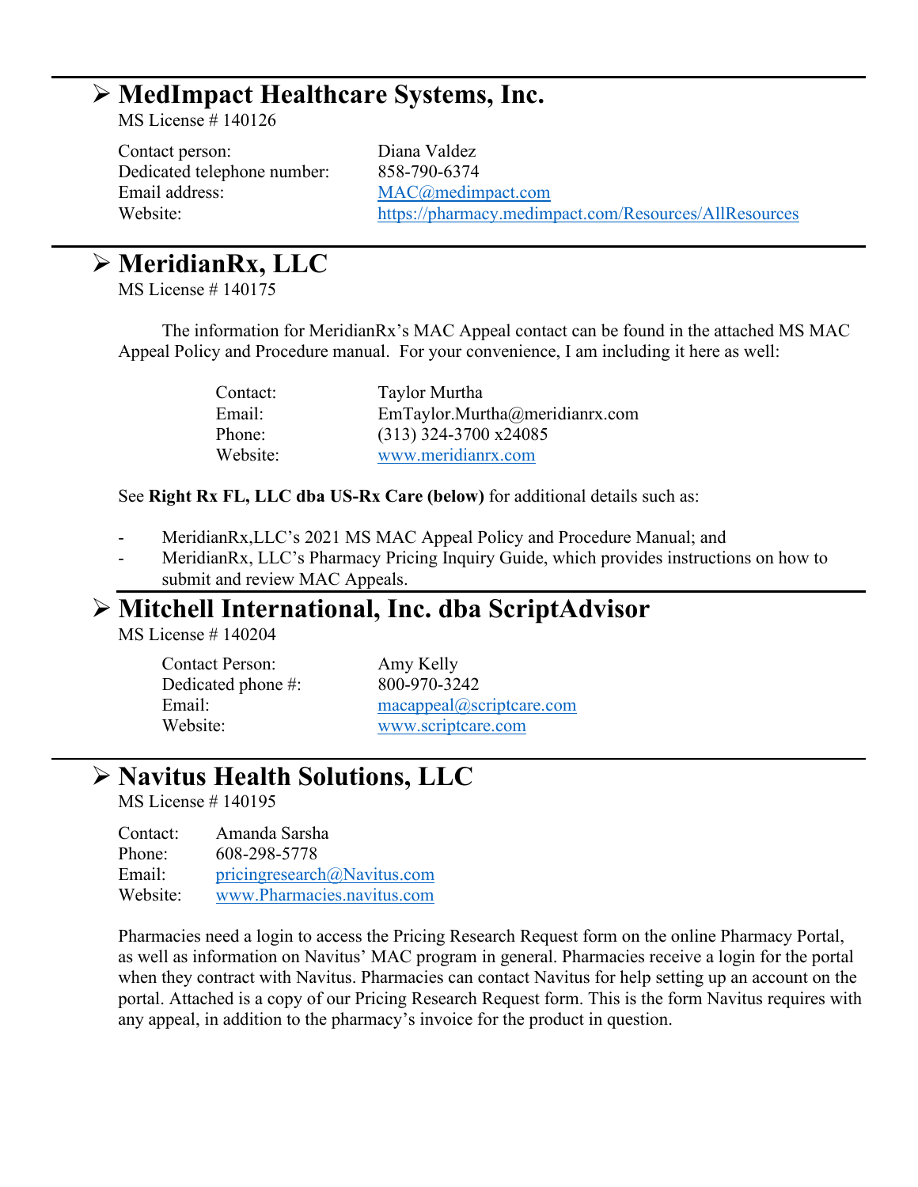## ➢ MedImpact Healthcare Systems, Inc.

MS License # 140126

| | |
|---|---|
| Contact person: | Diana Valdez |
| Dedicated telephone number: | 858-790-6374 |
| Email address: | MAC@medimpact.com |
| Website: | https://pharmacy.medimpact.com/Resources/AllResources |

## ➢ MeridianRx, LLC

MS License # 140175

The information for MeridianRx's MAC Appeal contact can be found in the attached MS MAC Appeal Policy and Procedure manual. For your convenience, I am including it here as well:

| | |
|---|---|
| Contact: | Taylor Murtha |
| Email: | EmTaylor.Murtha@meridianrx.com |
| Phone: | (313) 324-3700 x24085 |
| Website: | www.meridianrx.com |

See **Right Rx FL, LLC dba US-Rx Care (below)** for additional details such as:

- MeridianRx,LLC's 2021 MS MAC Appeal Policy and Procedure Manual; and
- MeridianRx, LLC's Pharmacy Pricing Inquiry Guide, which provides instructions on how to submit and review MAC Appeals.

## ➢ Mitchell International, Inc. dba ScriptAdvisor

MS License # 140204

| | |
|---|---|
| Contact Person: | Amy Kelly |
| Dedicated phone #: | 800-970-3242 |
| Email: | macappeal@scriptcare.com |
| Website: | www.scriptcare.com |

## ➢ Navitus Health Solutions, LLC

MS License # 140195

| | |
|---|---|
| Contact: | Amanda Sarsha |
| Phone: | 608-298-5778 |
| Email: | pricingresearch@Navitus.com |
| Website: | www.Pharmacies.navitus.com |

Pharmacies need a login to access the Pricing Research Request form on the online Pharmacy Portal, as well as information on Navitus' MAC program in general. Pharmacies receive a login for the portal when they contract with Navitus. Pharmacies can contact Navitus for help setting up an account on the portal. Attached is a copy of our Pricing Research Request form. This is the form Navitus requires with any appeal, in addition to the pharmacy's invoice for the product in question.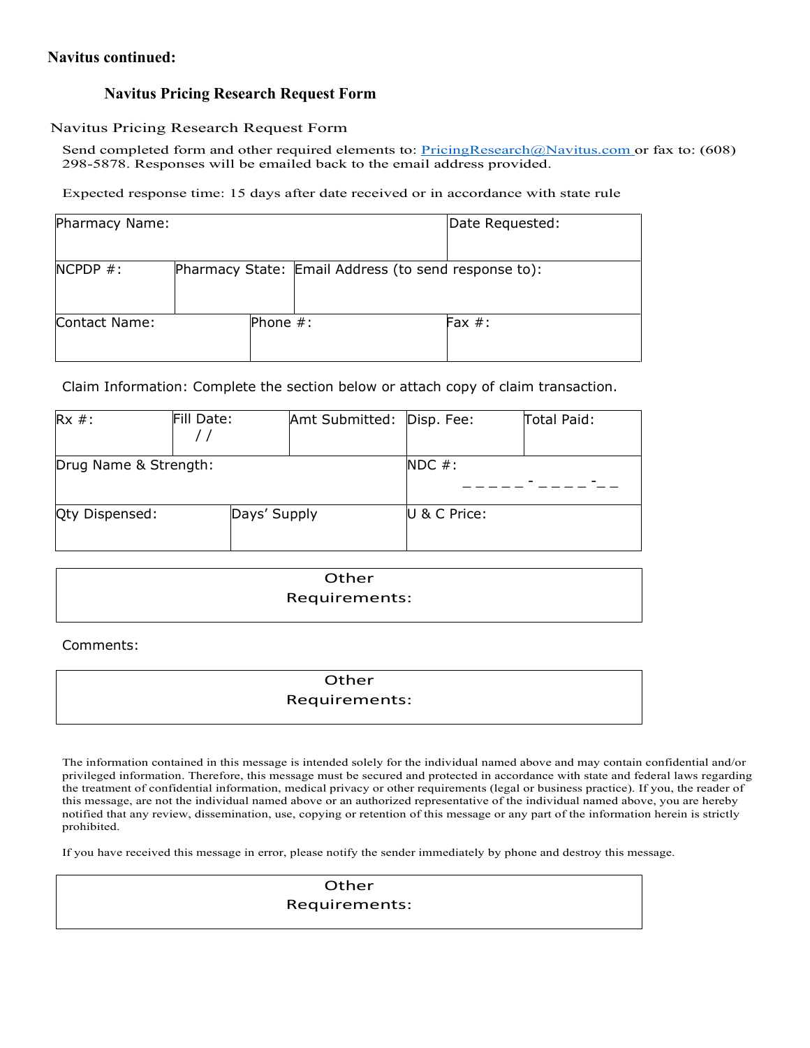**Navitus continued:**

## Navitus Pricing Research Request Form

Navitus Pricing Research Request Form

Send completed form and other required elements to: PricingResearch@Navitus.com or fax to: (608) 298-5878. Responses will be emailed back to the email address provided.

Expected response time: 15 days after date received or in accordance with state rule

| Pharmacy Name: | | | Date Requested: |
|---|---|---|---|
| NCPDP #: | Pharmacy State: | Email Address (to send response to): | |
| Contact Name: | Phone #: | | Fax #: |

Claim Information: Complete the section below or attach copy of claim transaction.

| Rx #: | Fill Date: / / | Amt Submitted: | Disp. Fee: | Total Paid: |
|---|---|---|---|---|
| Drug Name & Strength: | | | NDC #: _ _ _ _ _ - _ _ _ _ - _ _ | |
| Qty Dispensed: | Days' Supply | | U & C Price: | |

| Other Requirements: |
|---|
| |

Comments:

| Other Requirements: |
|---|
| |

The information contained in this message is intended solely for the individual named above and may contain confidential and/or privileged information. Therefore, this message must be secured and protected in accordance with state and federal laws regarding the treatment of confidential information, medical privacy or other requirements (legal or business practice). If you, the reader of this message, are not the individual named above or an authorized representative of the individual named above, you are hereby notified that any review, dissemination, use, copying or retention of this message or any part of the information herein is strictly prohibited.

If you have received this message in error, please notify the sender immediately by phone and destroy this message.

| Other Requirements: |
|---|
| |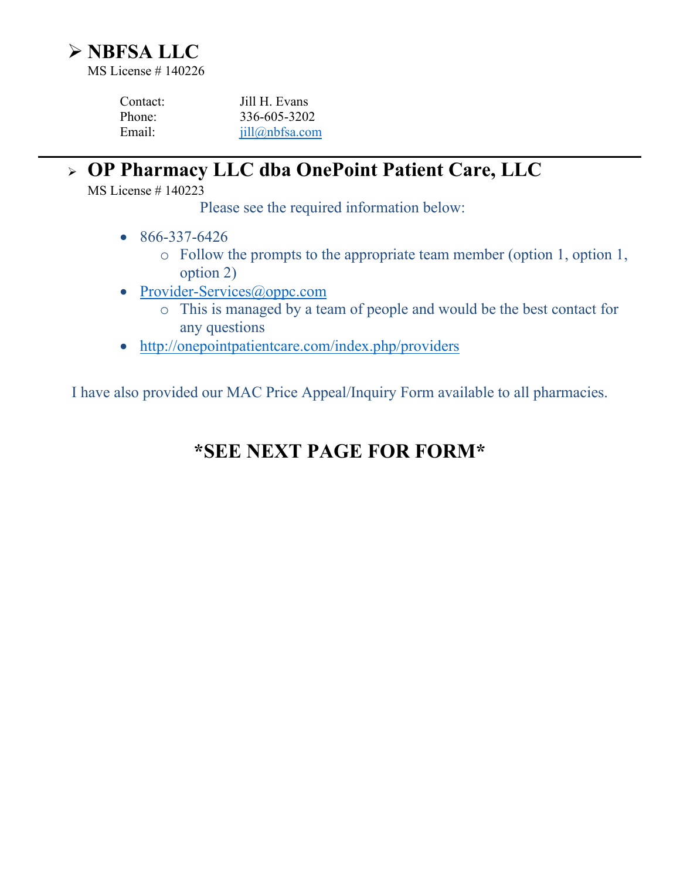## ➢ NBFSA LLC

MS License # 140226

| | |
|---|---|
| Contact: | Jill H. Evans |
| Phone: | 336-605-3202 |
| Email: | jill@nbfsa.com |

---

## ➢ OP Pharmacy LLC dba OnePoint Patient Care, LLC

MS License # 140223

Please see the required information below:

- 866-337-6426
  - Follow the prompts to the appropriate team member (option 1, option 1, option 2)
- Provider-Services@oppc.com
  - This is managed by a team of people and would be the best contact for any questions
- http://onepointpatientcare.com/index.php/providers

I have also provided our MAC Price Appeal/Inquiry Form available to all pharmacies.

**\*SEE NEXT PAGE FOR FORM\***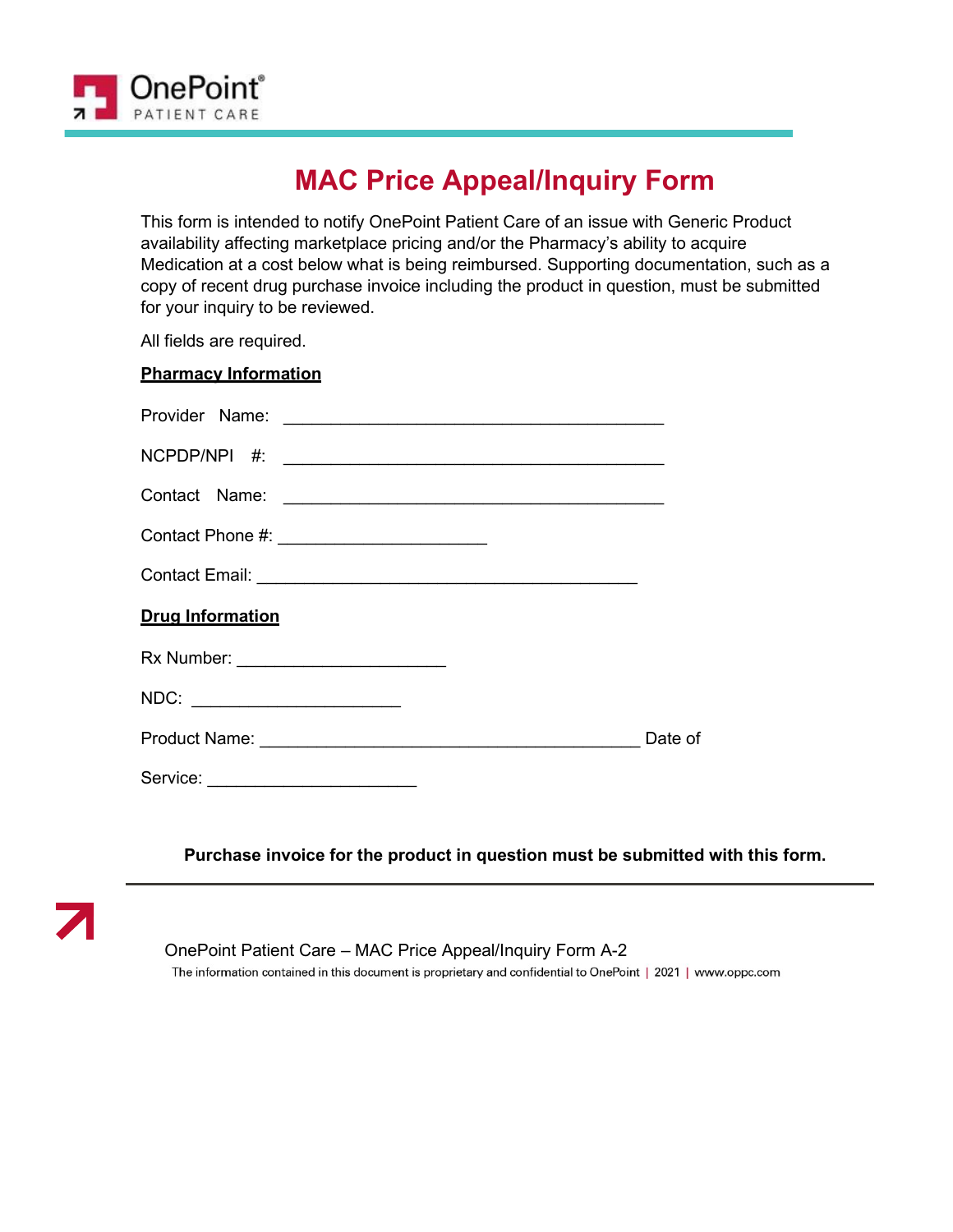OnePoint PATIENT CARE

# MAC Price Appeal/Inquiry Form

This form is intended to notify OnePoint Patient Care of an issue with Generic Product availability affecting marketplace pricing and/or the Pharmacy's ability to acquire Medication at a cost below what is being reimbursed. Supporting documentation, such as a copy of recent drug purchase invoice including the product in question, must be submitted for your inquiry to be reviewed.

All fields are required.

**Pharmacy Information**

Provider Name: ________________________________________

NCPDP/NPI #: ________________________________________

Contact Name: ________________________________________

Contact Phone #: ______________________

Contact Email: ________________________________________

**Drug Information**

Rx Number: ______________________

NDC: ______________________

Product Name: ________________________________________ Date of Service: ______________________

**Purchase invoice for the product in question must be submitted with this form.**

OnePoint Patient Care – MAC Price Appeal/Inquiry Form A-2

The information contained in this document is proprietary and confidential to OnePoint | 2021 | www.oppc.com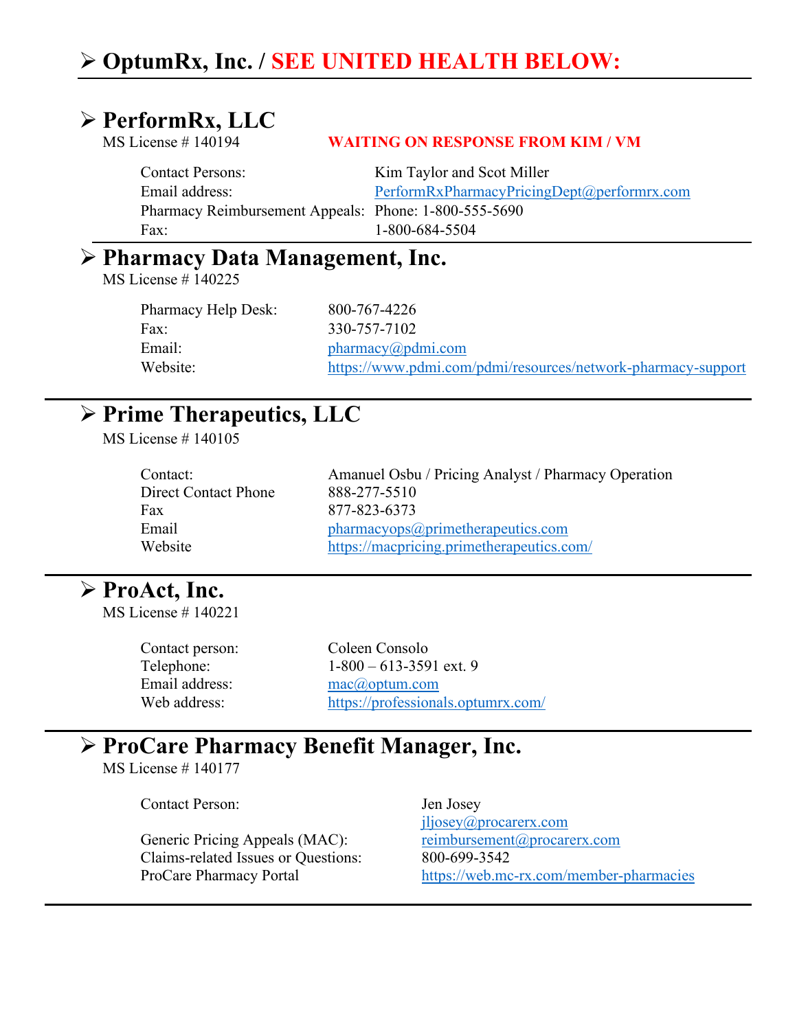## ➢ OptumRx, Inc. / SEE UNITED HEALTH BELOW:

---

## ➢ PerformRx, LLC

MS License # 140194 **WAITING ON RESPONSE FROM KIM / VM**

| | |
|---|---|
| Contact Persons: | Kim Taylor and Scot Miller |
| Email address: | PerformRxPharmacyPricingDept@performrx.com |
| Pharmacy Reimbursement Appeals: | Phone: 1-800-555-5690 |
| Fax: | 1-800-684-5504 |

---

## ➢ Pharmacy Data Management, Inc.

MS License # 140225

| | |
|---|---|
| Pharmacy Help Desk: | 800-767-4226 |
| Fax: | 330-757-7102 |
| Email: | pharmacy@pdmi.com |
| Website: | https://www.pdmi.com/pdmi/resources/network-pharmacy-support |

---

## ➢ Prime Therapeutics, LLC

MS License # 140105

| | |
|---|---|
| Contact: | Amanuel Osbu / Pricing Analyst / Pharmacy Operation |
| Direct Contact Phone | 888-277-5510 |
| Fax | 877-823-6373 |
| Email | pharmacyops@primetherapeutics.com |
| Website | https://macpricing.primetherapeutics.com/ |

---

## ➢ ProAct, Inc.

MS License # 140221

| | |
|---|---|
| Contact person: | Coleen Consolo |
| Telephone: | 1-800 – 613-3591 ext. 9 |
| Email address: | mac@optum.com |
| Web address: | https://professionals.optumrx.com/ |

---

## ➢ ProCare Pharmacy Benefit Manager, Inc.

MS License # 140177

| | |
|---|---|
| Contact Person: | Jen Josey<br>jljosey@procarerx.com |
| Generic Pricing Appeals (MAC): | reimbursement@procarerx.com |
| Claims-related Issues or Questions: | 800-699-3542 |
| ProCare Pharmacy Portal | https://web.mc-rx.com/member-pharmacies |

---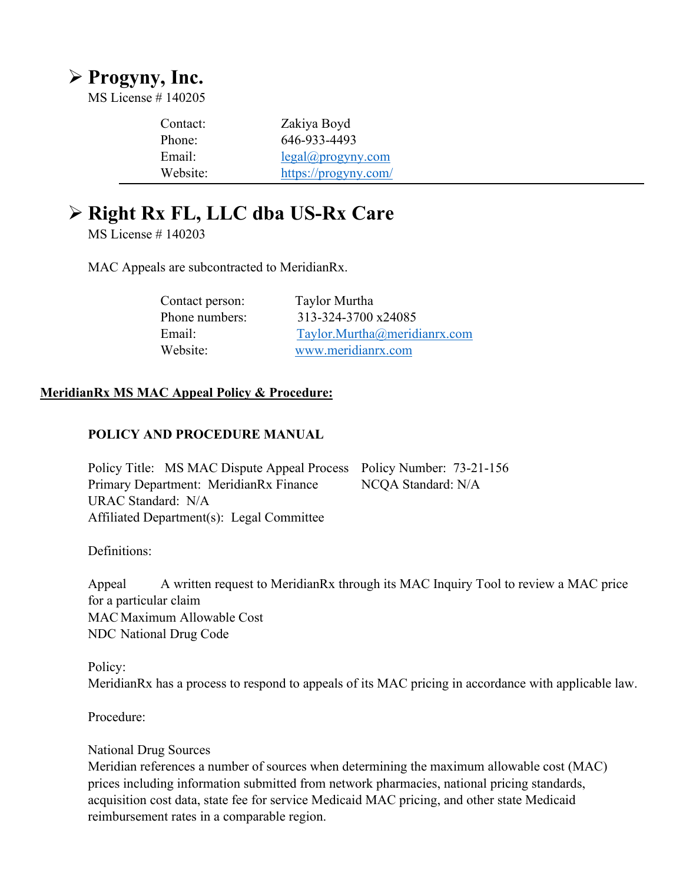## ➢ Progyny, Inc.

MS License # 140205

| | |
|---|---|
| Contact: | Zakiya Boyd |
| Phone: | 646-933-4493 |
| Email: | legal@progyny.com |
| Website: | https://progyny.com/ |

---

## ➢ Right Rx FL, LLC dba US-Rx Care

MS License # 140203

MAC Appeals are subcontracted to MeridianRx.

| | |
|---|---|
| Contact person: | Taylor Murtha |
| Phone numbers: | 313-324-3700 x24085 |
| Email: | Taylor.Murtha@meridianrx.com |
| Website: | www.meridianrx.com |

**MeridianRx MS MAC Appeal Policy & Procedure:**

**POLICY AND PROCEDURE MANUAL**

Policy Title: MS MAC Dispute Appeal Process    Policy Number: 73-21-156
Primary Department: MeridianRx Finance    NCQA Standard: N/A
URAC Standard: N/A
Affiliated Department(s): Legal Committee

Definitions:

Appeal  A written request to MeridianRx through its MAC Inquiry Tool to review a MAC price for a particular claim
MAC Maximum Allowable Cost
NDC National Drug Code

Policy:
MeridianRx has a process to respond to appeals of its MAC pricing in accordance with applicable law.

Procedure:

National Drug Sources
Meridian references a number of sources when determining the maximum allowable cost (MAC) prices including information submitted from network pharmacies, national pricing standards, acquisition cost data, state fee for service Medicaid MAC pricing, and other state Medicaid reimbursement rates in a comparable region.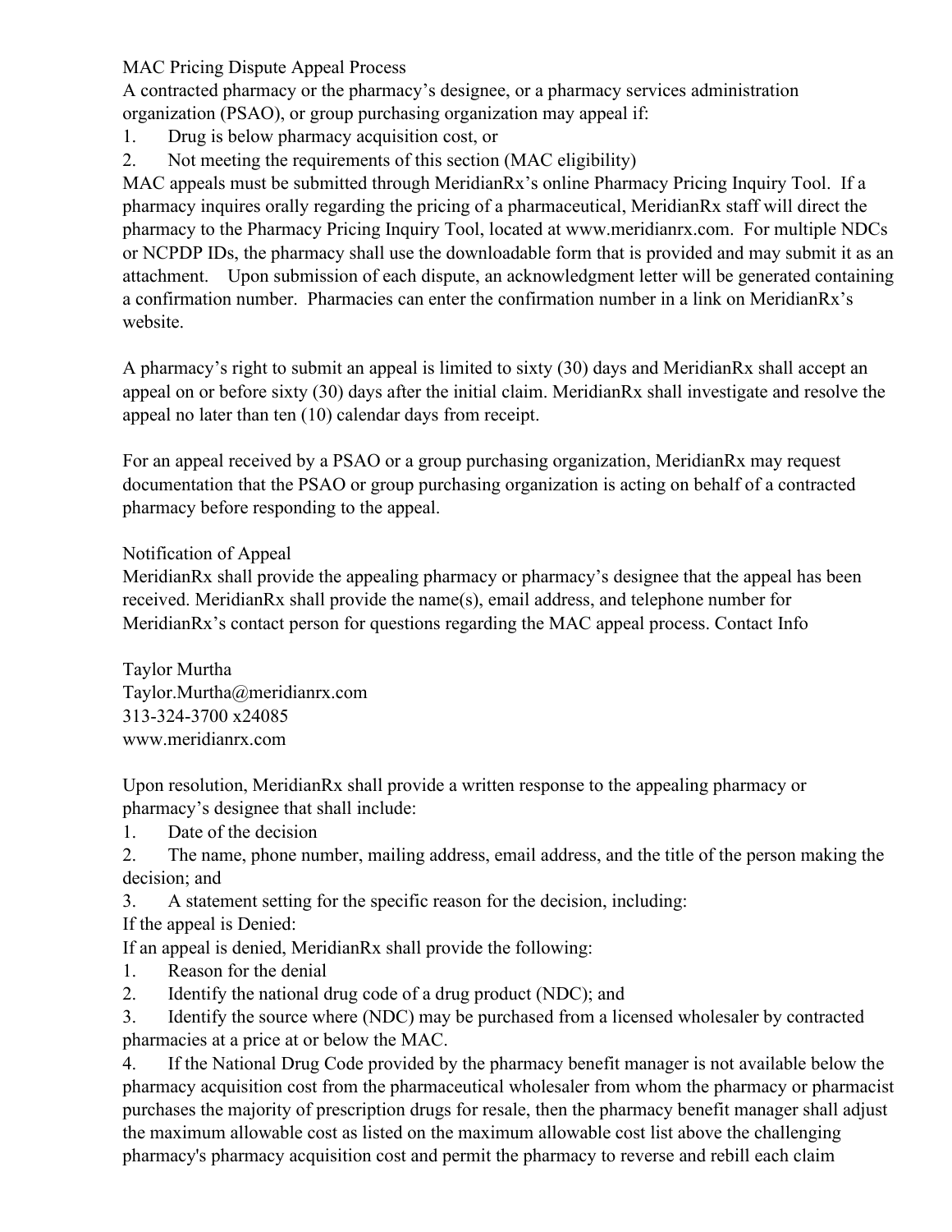MAC Pricing Dispute Appeal Process

A contracted pharmacy or the pharmacy's designee, or a pharmacy services administration organization (PSAO), or group purchasing organization may appeal if:

1. Drug is below pharmacy acquisition cost, or
2. Not meeting the requirements of this section (MAC eligibility)

MAC appeals must be submitted through MeridianRx's online Pharmacy Pricing Inquiry Tool. If a pharmacy inquires orally regarding the pricing of a pharmaceutical, MeridianRx staff will direct the pharmacy to the Pharmacy Pricing Inquiry Tool, located at www.meridianrx.com. For multiple NDCs or NCPDP IDs, the pharmacy shall use the downloadable form that is provided and may submit it as an attachment. Upon submission of each dispute, an acknowledgment letter will be generated containing a confirmation number. Pharmacies can enter the confirmation number in a link on MeridianRx's website.

A pharmacy's right to submit an appeal is limited to sixty (30) days and MeridianRx shall accept an appeal on or before sixty (30) days after the initial claim. MeridianRx shall investigate and resolve the appeal no later than ten (10) calendar days from receipt.

For an appeal received by a PSAO or a group purchasing organization, MeridianRx may request documentation that the PSAO or group purchasing organization is acting on behalf of a contracted pharmacy before responding to the appeal.

Notification of Appeal

MeridianRx shall provide the appealing pharmacy or pharmacy's designee that the appeal has been received. MeridianRx shall provide the name(s), email address, and telephone number for MeridianRx's contact person for questions regarding the MAC appeal process. Contact Info

Taylor Murtha
Taylor.Murtha@meridianrx.com
313-324-3700 x24085
www.meridianrx.com

Upon resolution, MeridianRx shall provide a written response to the appealing pharmacy or pharmacy's designee that shall include:

1. Date of the decision
2. The name, phone number, mailing address, email address, and the title of the person making the decision; and
3. A statement setting for the specific reason for the decision, including:

If the appeal is Denied:

If an appeal is denied, MeridianRx shall provide the following:

1. Reason for the denial
2. Identify the national drug code of a drug product (NDC); and
3. Identify the source where (NDC) may be purchased from a licensed wholesaler by contracted pharmacies at a price at or below the MAC.
4. If the National Drug Code provided by the pharmacy benefit manager is not available below the pharmacy acquisition cost from the pharmaceutical wholesaler from whom the pharmacy or pharmacist purchases the majority of prescription drugs for resale, then the pharmacy benefit manager shall adjust the maximum allowable cost as listed on the maximum allowable cost list above the challenging pharmacy's pharmacy acquisition cost and permit the pharmacy to reverse and rebill each claim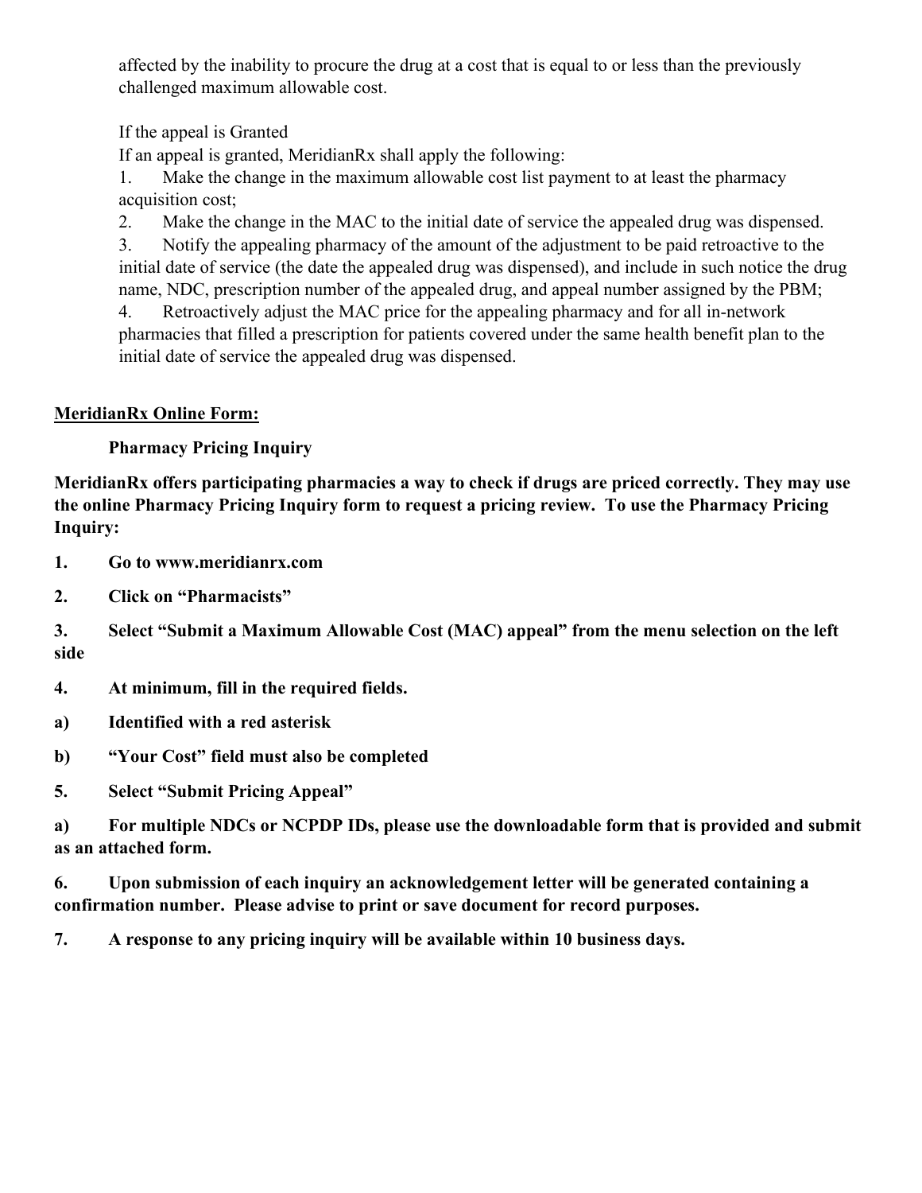affected by the inability to procure the drug at a cost that is equal to or less than the previously challenged maximum allowable cost.

If the appeal is Granted

If an appeal is granted, MeridianRx shall apply the following:

1. Make the change in the maximum allowable cost list payment to at least the pharmacy acquisition cost;
2. Make the change in the MAC to the initial date of service the appealed drug was dispensed.
3. Notify the appealing pharmacy of the amount of the adjustment to be paid retroactive to the initial date of service (the date the appealed drug was dispensed), and include in such notice the drug name, NDC, prescription number of the appealed drug, and appeal number assigned by the PBM;
4. Retroactively adjust the MAC price for the appealing pharmacy and for all in-network pharmacies that filled a prescription for patients covered under the same health benefit plan to the initial date of service the appealed drug was dispensed.

<u>**MeridianRx Online Form:**</u>

**Pharmacy Pricing Inquiry**

**MeridianRx offers participating pharmacies a way to check if drugs are priced correctly. They may use the online Pharmacy Pricing Inquiry form to request a pricing review. To use the Pharmacy Pricing Inquiry:**

**1. Go to www.meridianrx.com**

**2. Click on "Pharmacists"**

**3. Select "Submit a Maximum Allowable Cost (MAC) appeal" from the menu selection on the left side**

**4. At minimum, fill in the required fields.**

**a) Identified with a red asterisk**

**b) "Your Cost" field must also be completed**

**5. Select "Submit Pricing Appeal"**

**a) For multiple NDCs or NCPDP IDs, please use the downloadable form that is provided and submit as an attached form.**

**6. Upon submission of each inquiry an acknowledgement letter will be generated containing a confirmation number. Please advise to print or save document for record purposes.**

**7. A response to any pricing inquiry will be available within 10 business days.**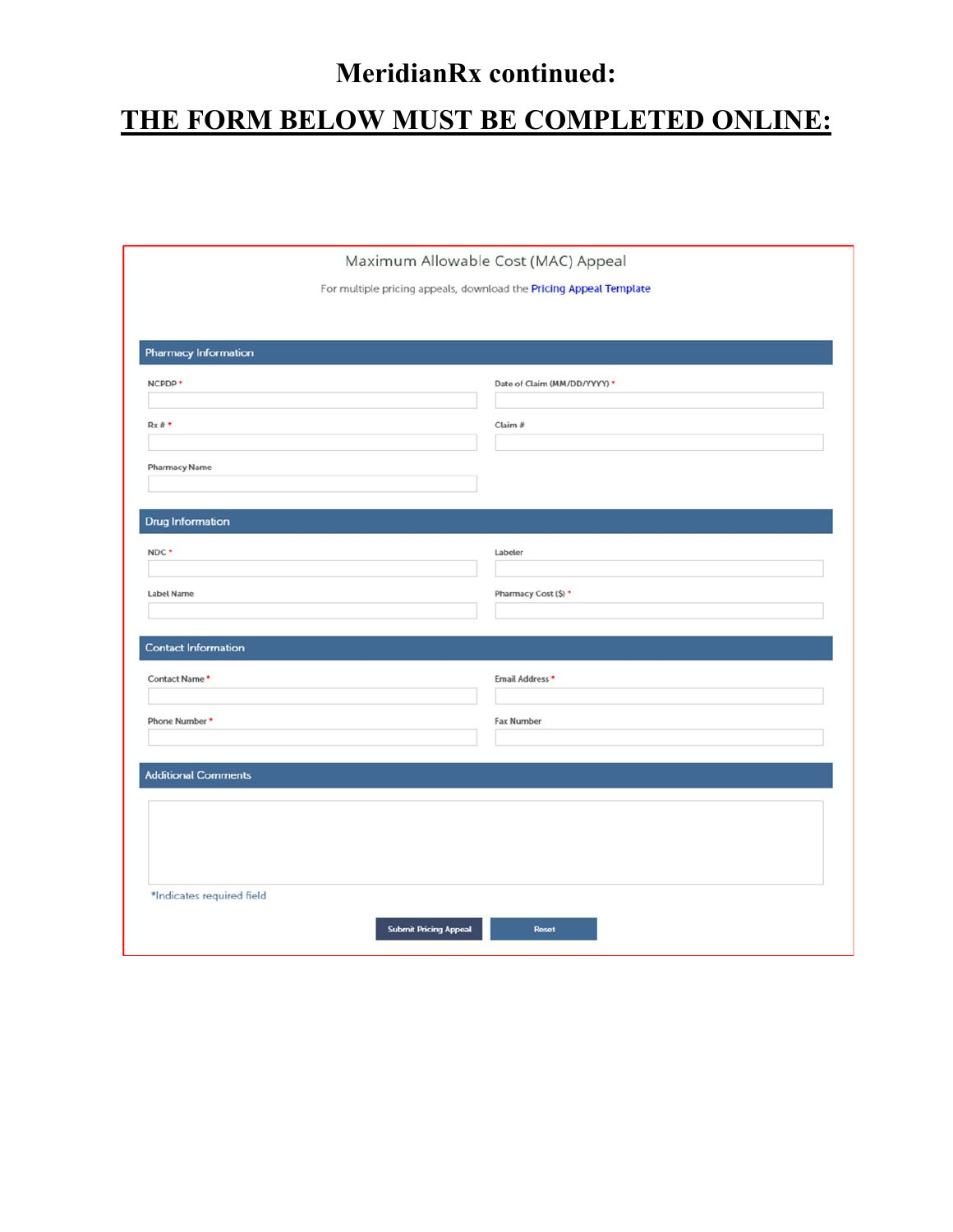# MeridianRx continued:

## THE FORM BELOW MUST BE COMPLETED ONLINE:

### Maximum Allowable Cost (MAC) Appeal

For multiple pricing appeals, download the Pricing Appeal Template

#### Pharmacy Information

NCPDP *

Date of Claim (MM/DD/YYYY) *

Rx # *

Claim #

Pharmacy Name

#### Drug Information

NDC *

Labeler

Label Name

Pharmacy Cost ($) *

#### Contact Information

Contact Name *

Email Address *

Phone Number *

Fax Number

#### Additional Comments

*Indicates required field

Submit Pricing Appeal | Reset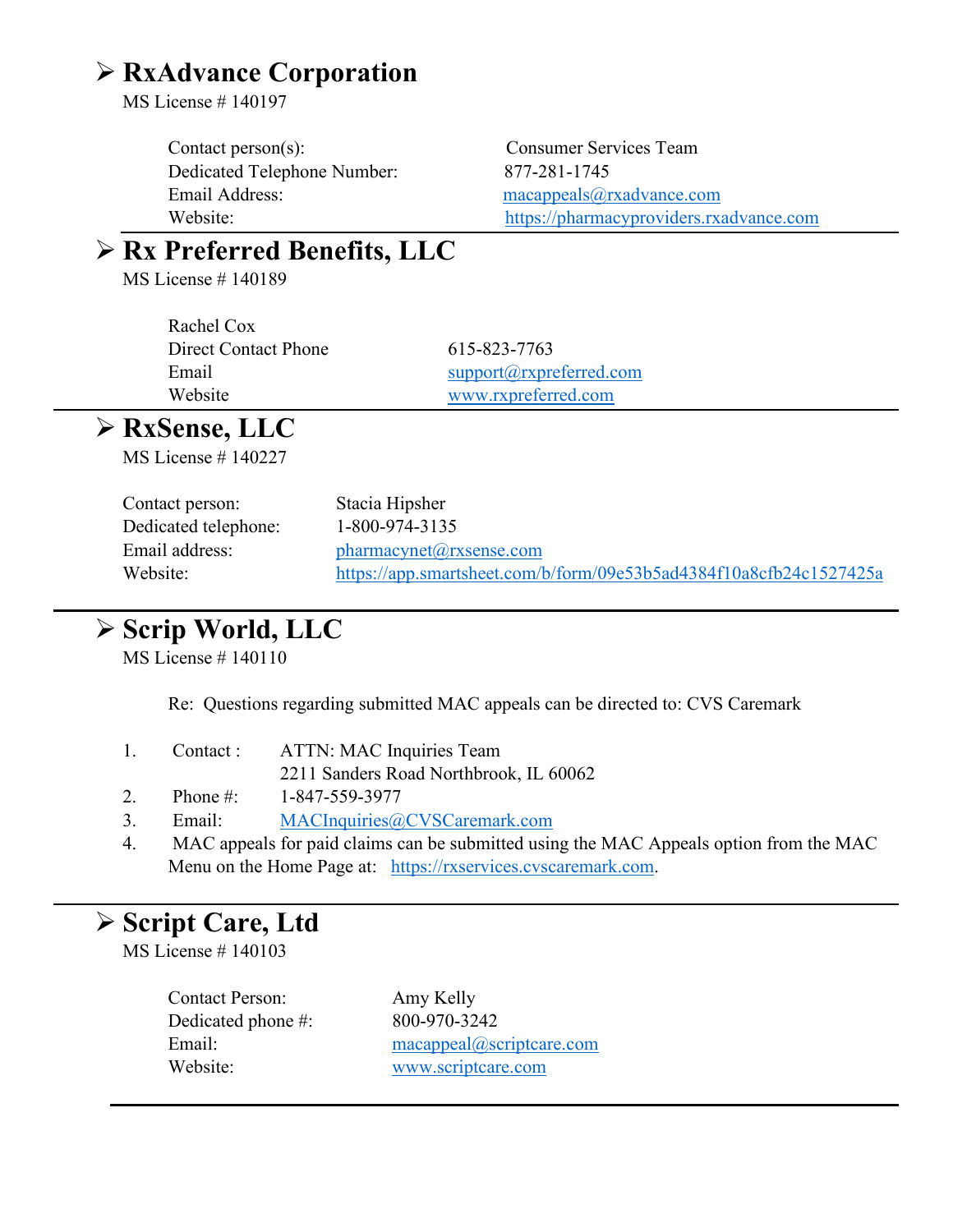## ➢ RxAdvance Corporation

MS License # 140197

| | |
|---|---|
| Contact person(s): | Consumer Services Team |
| Dedicated Telephone Number: | 877-281-1745 |
| Email Address: | macappeals@rxadvance.com |
| Website: | https://pharmacyproviders.rxadvance.com |

---

## ➢ Rx Preferred Benefits, LLC

MS License # 140189

| | |
|---|---|
| Rachel Cox | |
| Direct Contact Phone | 615-823-7763 |
| Email | support@rxpreferred.com |
| Website | www.rxpreferred.com |

---

## ➢ RxSense, LLC

MS License # 140227

| | |
|---|---|
| Contact person: | Stacia Hipsher |
| Dedicated telephone: | 1-800-974-3135 |
| Email address: | pharmacynet@rxsense.com |
| Website: | https://app.smartsheet.com/b/form/09e53b5ad4384f10a8cfb24c1527425a |

---

## ➢ Scrip World, LLC

MS License # 140110

Re: Questions regarding submitted MAC appeals can be directed to: CVS Caremark

1. Contact : ATTN: MAC Inquiries Team
   2211 Sanders Road Northbrook, IL 60062
2. Phone #: 1-847-559-3977
3. Email: MACInquiries@CVSCaremark.com
4. MAC appeals for paid claims can be submitted using the MAC Appeals option from the MAC Menu on the Home Page at: https://rxservices.cvscaremark.com.

---

## ➢ Script Care, Ltd

MS License # 140103

| | |
|---|---|
| Contact Person: | Amy Kelly |
| Dedicated phone #: | 800-970-3242 |
| Email: | macappeal@scriptcare.com |
| Website: | www.scriptcare.com |

---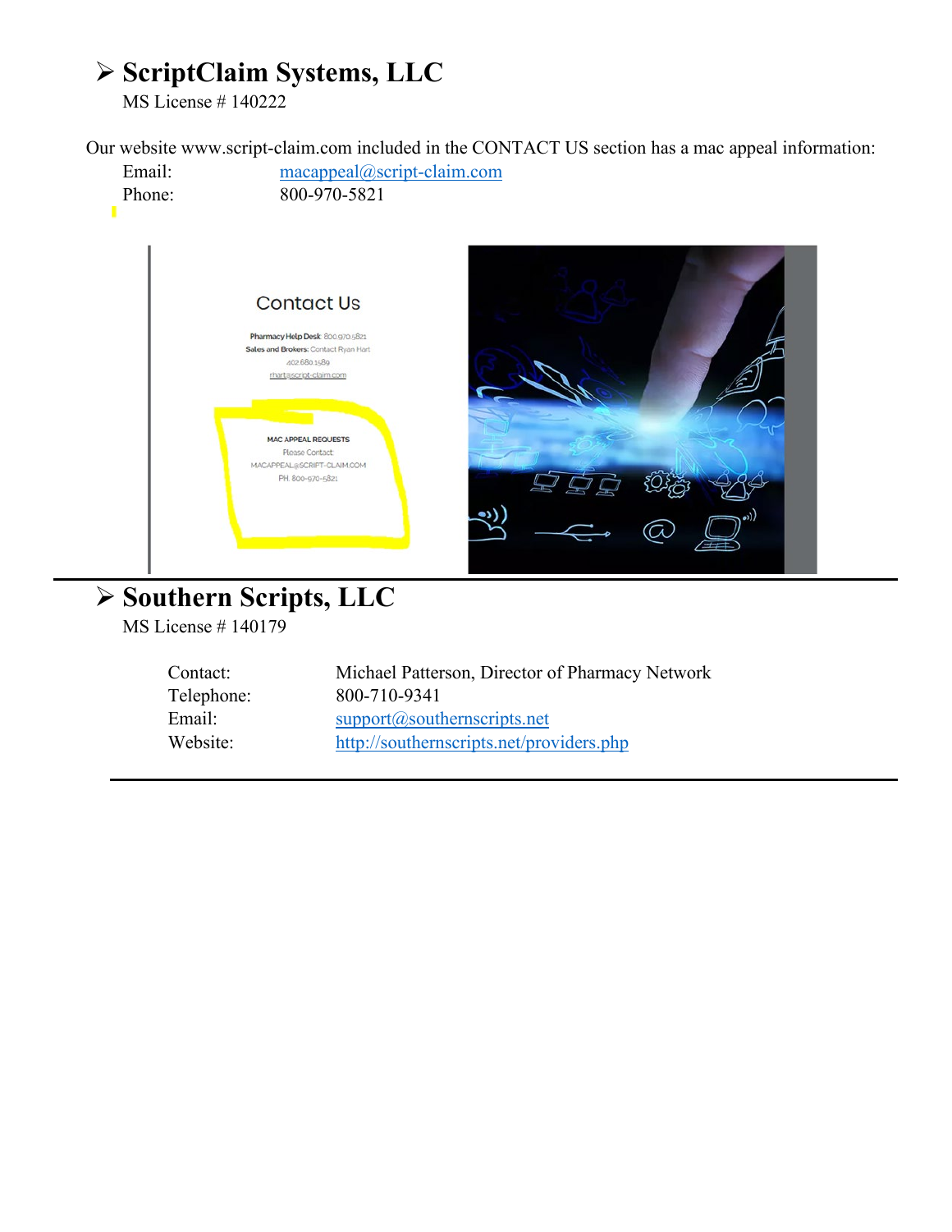## ➢ ScriptClaim Systems, LLC

MS License # 140222

Our website www.script-claim.com included in the CONTACT US section has a mac appeal information:

| | |
|---|---|
| Email: | macappeal@script-claim.com |
| Phone: | 800-970-5821 |

Contact Us

**Pharmacy Help Desk:** 800.970.5821
**Sales and Brokers:** Contact Ryan Hart
402.680.1589
rhart@script-claim.com

MAC APPEAL REQUESTS
Please Contact:
MACAPPEAL@SCRIPT-CLAIM.COM
PH. 800-970-5821

---

## ➢ Southern Scripts, LLC

MS License # 140179

| | |
|---|---|
| Contact: | Michael Patterson, Director of Pharmacy Network |
| Telephone: | 800-710-9341 |
| Email: | support@southernscripts.net |
| Website: | http://southernscripts.net/providers.php |

---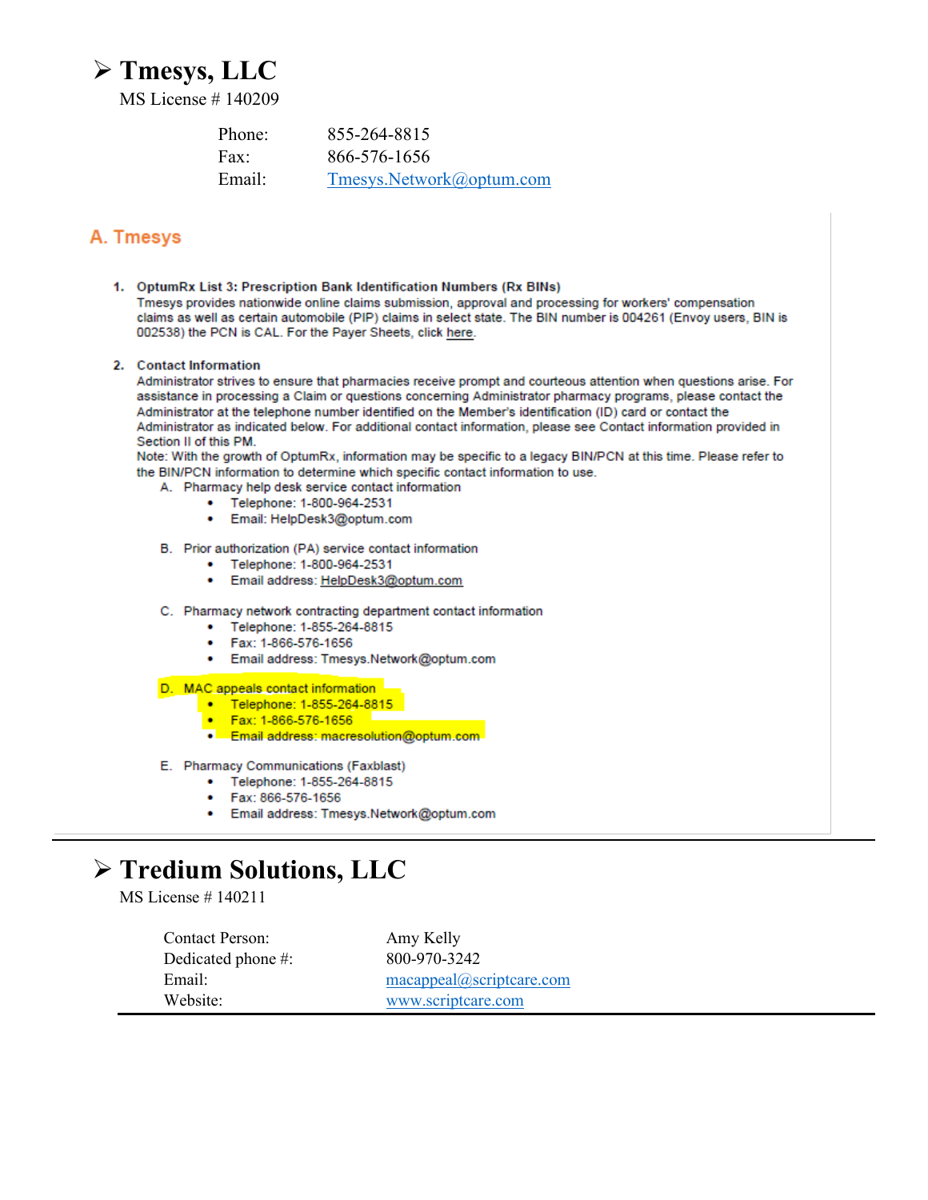## ➢ Tmesys, LLC

MS License # 140209

| | |
|---|---|
| Phone: | 855-264-8815 |
| Fax: | 866-576-1656 |
| Email: | Tmesys.Network@optum.com |

### A. Tmesys

1. **OptumRx List 3: Prescription Bank Identification Numbers (Rx BINs)**
   Tmesys provides nationwide online claims submission, approval and processing for workers' compensation claims as well as certain automobile (PIP) claims in select state. The BIN number is 004261 (Envoy users, BIN is 002538) the PCN is CAL. For the Payer Sheets, click here.

2. **Contact Information**
   Administrator strives to ensure that pharmacies receive prompt and courteous attention when questions arise. For assistance in processing a Claim or questions concerning Administrator pharmacy programs, please contact the Administrator at the telephone number identified on the Member's identification (ID) card or contact the Administrator as indicated below. For additional contact information, please see Contact information provided in Section II of this PM.
   Note: With the growth of OptumRx, information may be specific to a legacy BIN/PCN at this time. Please refer to the BIN/PCN information to determine which specific contact information to use.

   A. Pharmacy help desk service contact information
      - Telephone: 1-800-964-2531
      - Email: HelpDesk3@optum.com

   B. Prior authorization (PA) service contact information
      - Telephone: 1-800-964-2531
      - Email address: HelpDesk3@optum.com

   C. Pharmacy network contracting department contact information
      - Telephone: 1-855-264-8815
      - Fax: 1-866-576-1656
      - Email address: Tmesys.Network@optum.com

   D. MAC appeals contact information
      - Telephone: 1-855-264-8815
      - Fax: 1-866-576-1656
      - Email address: macresolution@optum.com

   E. Pharmacy Communications (Faxblast)
      - Telephone: 1-855-264-8815
      - Fax: 866-576-1656
      - Email address: Tmesys.Network@optum.com

---

## ➢ Tredium Solutions, LLC

MS License # 140211

| | |
|---|---|
| Contact Person: | Amy Kelly |
| Dedicated phone #: | 800-970-3242 |
| Email: | macappeal@scriptcare.com |
| Website: | www.scriptcare.com |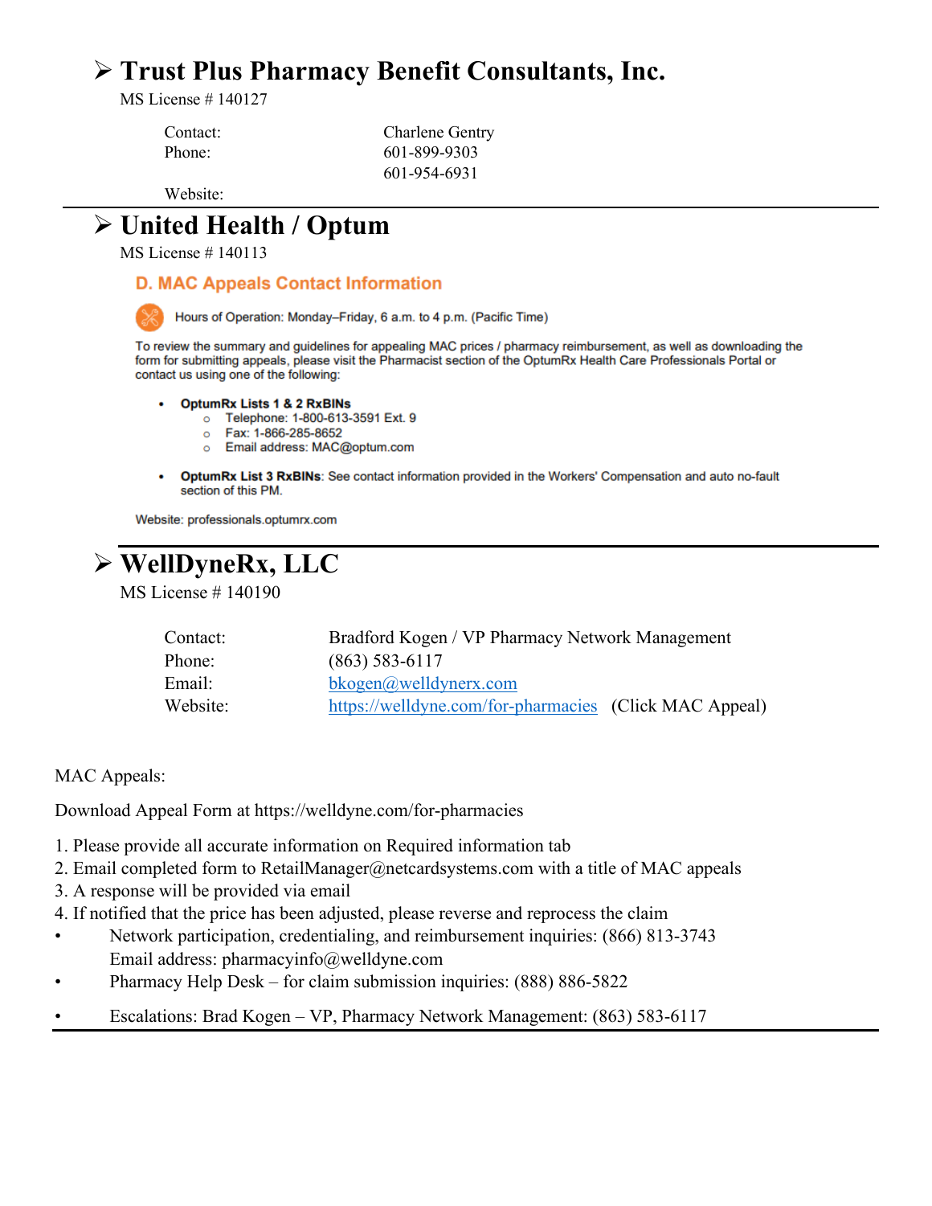## ➢ Trust Plus Pharmacy Benefit Consultants, Inc.

MS License # 140127

| | |
|---|---|
| Contact: | Charlene Gentry |
| Phone: | 601-899-9303 |
| | 601-954-6931 |
| Website: | |

---

## ➢ United Health / Optum

MS License # 140113

### D. MAC Appeals Contact Information

Hours of Operation: Monday–Friday, 6 a.m. to 4 p.m. (Pacific Time)

To review the summary and guidelines for appealing MAC prices / pharmacy reimbursement, as well as downloading the form for submitting appeals, please visit the Pharmacist section of the OptumRx Health Care Professionals Portal or contact us using one of the following:

- **OptumRx Lists 1 & 2 RxBINs**
  - Telephone: 1-800-613-3591 Ext. 9
  - Fax: 1-866-285-8652
  - Email address: MAC@optum.com
- **OptumRx List 3 RxBINs**: See contact information provided in the Workers' Compensation and auto no-fault section of this PM.

Website: professionals.optumrx.com

---

## ➢ WellDyneRx, LLC

MS License # 140190

| | |
|---|---|
| Contact: | Bradford Kogen / VP Pharmacy Network Management |
| Phone: | (863) 583-6117 |
| Email: | bkogen@welldynerx.com |
| Website: | https://welldyne.com/for-pharmacies (Click MAC Appeal) |

MAC Appeals:

Download Appeal Form at https://welldyne.com/for-pharmacies

1. Please provide all accurate information on Required information tab
2. Email completed form to RetailManager@netcardsystems.com with a title of MAC appeals
3. A response will be provided via email
4. If notified that the price has been adjusted, please reverse and reprocess the claim

- Network participation, credentialing, and reimbursement inquiries: (866) 813-3743
  Email address: pharmacyinfo@welldyne.com
- Pharmacy Help Desk – for claim submission inquiries: (888) 886-5822
- Escalations: Brad Kogen – VP, Pharmacy Network Management: (863) 583-6117